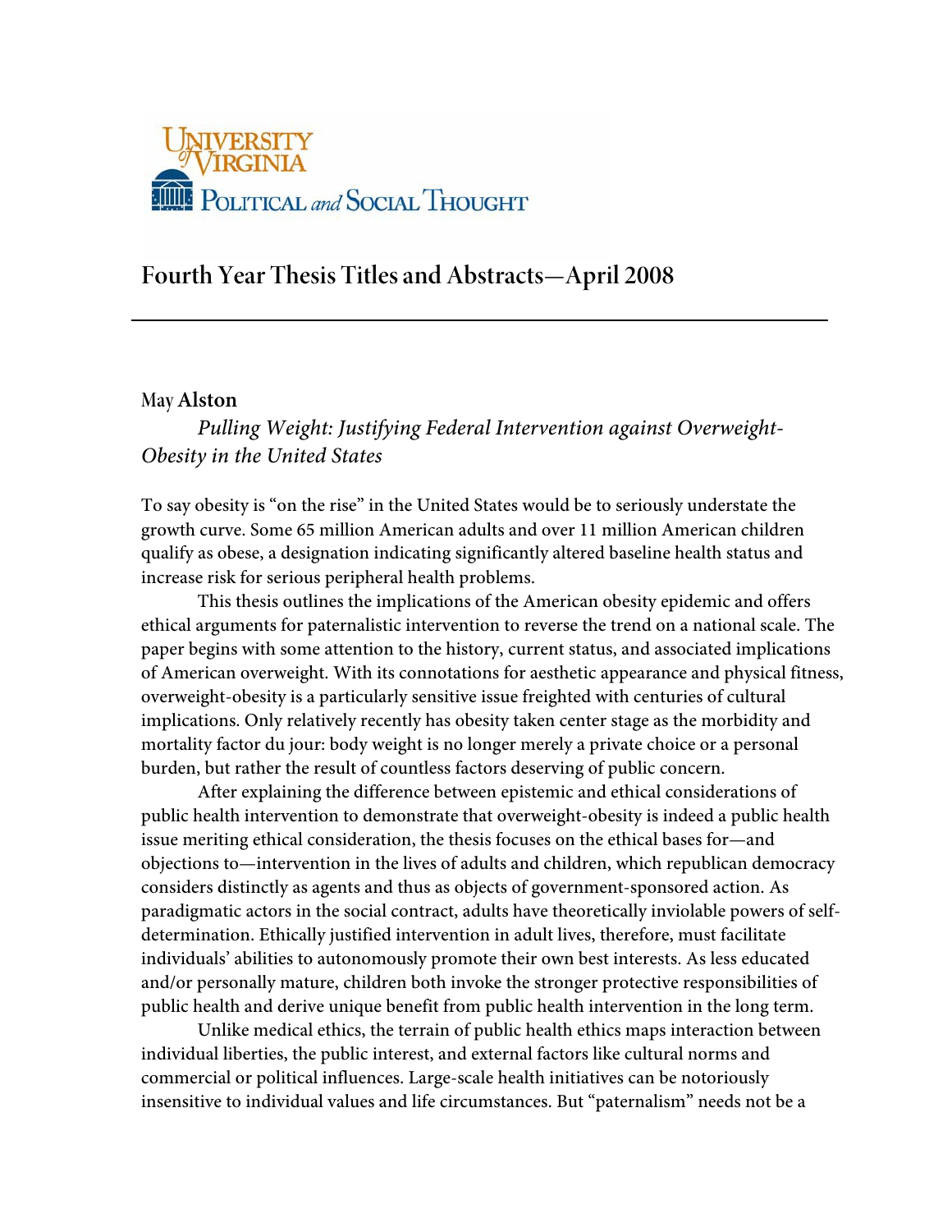University of Virginia Political and Social Thought

# Fourth Year Thesis Titles and Abstracts—April 2008

---

May **Alston**

*Pulling Weight: Justifying Federal Intervention against Overweight-Obesity in the United States*

To say obesity is "on the rise" in the United States would be to seriously understate the growth curve. Some 65 million American adults and over 11 million American children qualify as obese, a designation indicating significantly altered baseline health status and increase risk for serious peripheral health problems.

This thesis outlines the implications of the American obesity epidemic and offers ethical arguments for paternalistic intervention to reverse the trend on a national scale. The paper begins with some attention to the history, current status, and associated implications of American overweight. With its connotations for aesthetic appearance and physical fitness, overweight-obesity is a particularly sensitive issue freighted with centuries of cultural implications. Only relatively recently has obesity taken center stage as the morbidity and mortality factor du jour: body weight is no longer merely a private choice or a personal burden, but rather the result of countless factors deserving of public concern.

After explaining the difference between epistemic and ethical considerations of public health intervention to demonstrate that overweight-obesity is indeed a public health issue meriting ethical consideration, the thesis focuses on the ethical bases for—and objections to—intervention in the lives of adults and children, which republican democracy considers distinctly as agents and thus as objects of government-sponsored action. As paradigmatic actors in the social contract, adults have theoretically inviolable powers of self-determination. Ethically justified intervention in adult lives, therefore, must facilitate individuals' abilities to autonomously promote their own best interests. As less educated and/or personally mature, children both invoke the stronger protective responsibilities of public health and derive unique benefit from public health intervention in the long term.

Unlike medical ethics, the terrain of public health ethics maps interaction between individual liberties, the public interest, and external factors like cultural norms and commercial or political influences. Large-scale health initiatives can be notoriously insensitive to individual values and life circumstances. But "paternalism" needs not be a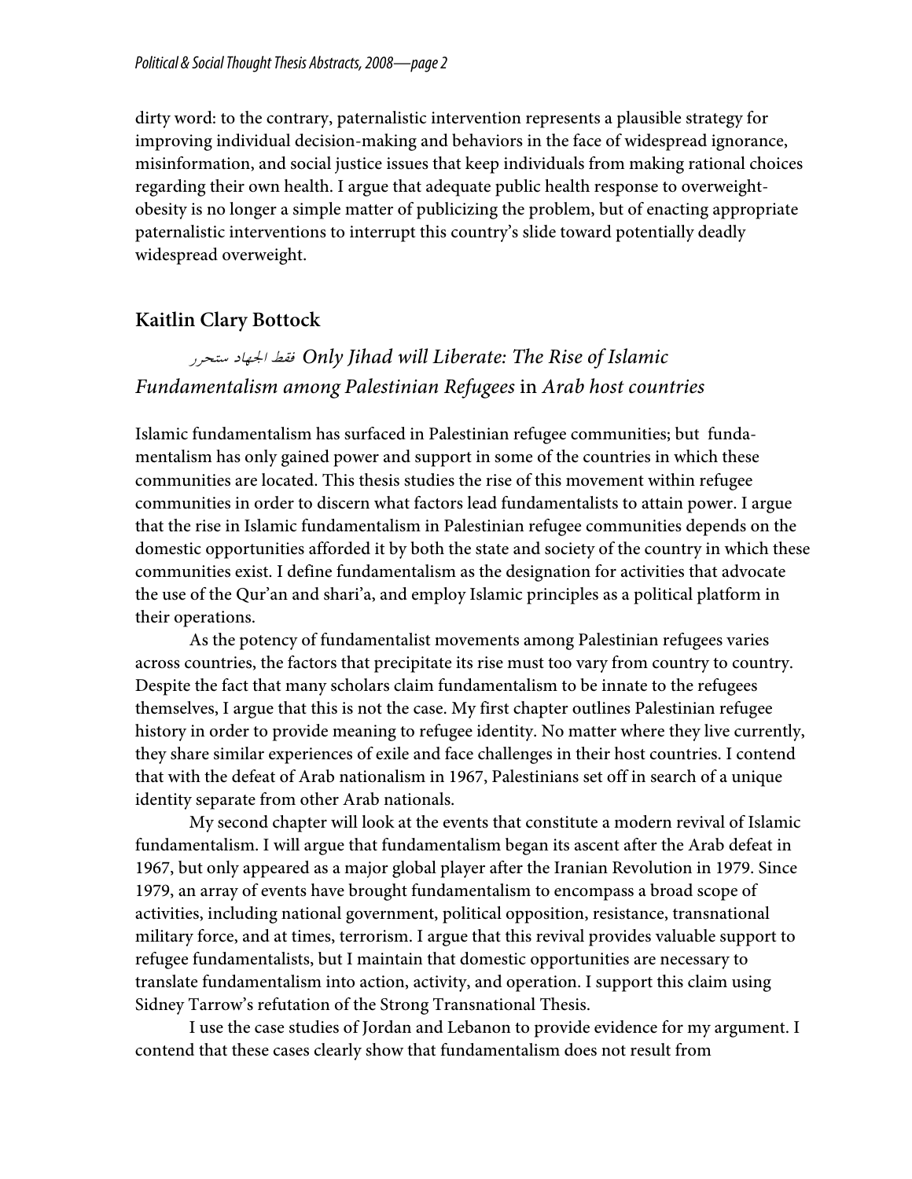dirty word: to the contrary, paternalistic intervention represents a plausible strategy for improving individual decision-making and behaviors in the face of widespread ignorance, misinformation, and social justice issues that keep individuals from making rational choices regarding their own health. I argue that adequate public health response to overweight-obesity is no longer a simple matter of publicizing the problem, but of enacting appropriate paternalistic interventions to interrupt this country's slide toward potentially deadly widespread overweight.

## Kaitlin Clary Bottock

### *فقط الجهاد ستحرر Only Jihad will Liberate: The Rise of Islamic Fundamentalism among Palestinian Refugees* in *Arab host countries*

Islamic fundamentalism has surfaced in Palestinian refugee communities; but fundamentalism has only gained power and support in some of the countries in which these communities are located. This thesis studies the rise of this movement within refugee communities in order to discern what factors lead fundamentalists to attain power. I argue that the rise in Islamic fundamentalism in Palestinian refugee communities depends on the domestic opportunities afforded it by both the state and society of the country in which these communities exist. I define fundamentalism as the designation for activities that advocate the use of the Qur'an and shari'a, and employ Islamic principles as a political platform in their operations.

As the potency of fundamentalist movements among Palestinian refugees varies across countries, the factors that precipitate its rise must too vary from country to country. Despite the fact that many scholars claim fundamentalism to be innate to the refugees themselves, I argue that this is not the case. My first chapter outlines Palestinian refugee history in order to provide meaning to refugee identity. No matter where they live currently, they share similar experiences of exile and face challenges in their host countries. I contend that with the defeat of Arab nationalism in 1967, Palestinians set off in search of a unique identity separate from other Arab nationals.

My second chapter will look at the events that constitute a modern revival of Islamic fundamentalism. I will argue that fundamentalism began its ascent after the Arab defeat in 1967, but only appeared as a major global player after the Iranian Revolution in 1979. Since 1979, an array of events have brought fundamentalism to encompass a broad scope of activities, including national government, political opposition, resistance, transnational military force, and at times, terrorism. I argue that this revival provides valuable support to refugee fundamentalists, but I maintain that domestic opportunities are necessary to translate fundamentalism into action, activity, and operation. I support this claim using Sidney Tarrow's refutation of the Strong Transnational Thesis.

I use the case studies of Jordan and Lebanon to provide evidence for my argument. I contend that these cases clearly show that fundamentalism does not result from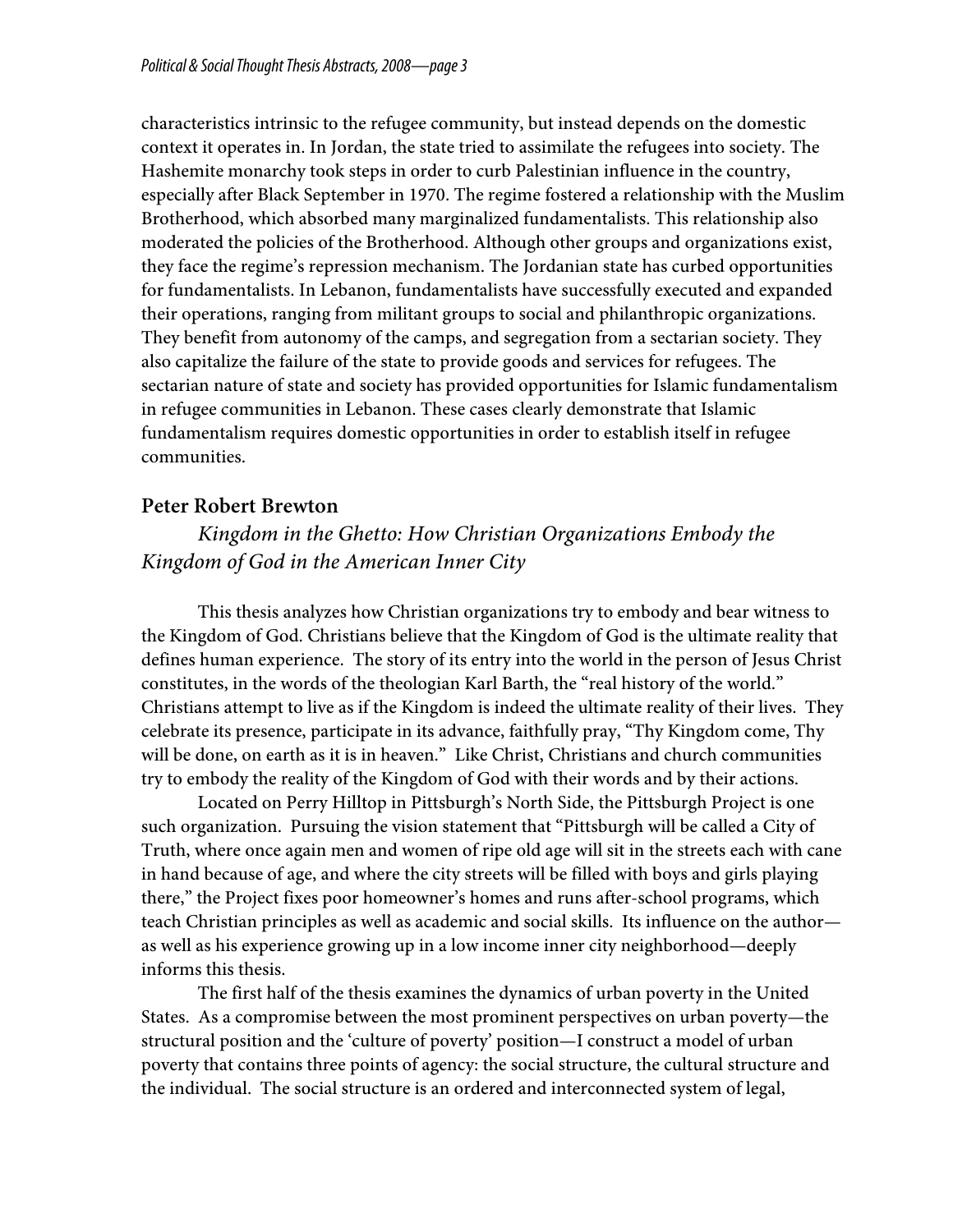characteristics intrinsic to the refugee community, but instead depends on the domestic context it operates in. In Jordan, the state tried to assimilate the refugees into society. The Hashemite monarchy took steps in order to curb Palestinian influence in the country, especially after Black September in 1970. The regime fostered a relationship with the Muslim Brotherhood, which absorbed many marginalized fundamentalists. This relationship also moderated the policies of the Brotherhood. Although other groups and organizations exist, they face the regime's repression mechanism. The Jordanian state has curbed opportunities for fundamentalists. In Lebanon, fundamentalists have successfully executed and expanded their operations, ranging from militant groups to social and philanthropic organizations. They benefit from autonomy of the camps, and segregation from a sectarian society. They also capitalize the failure of the state to provide goods and services for refugees. The sectarian nature of state and society has provided opportunities for Islamic fundamentalism in refugee communities in Lebanon. These cases clearly demonstrate that Islamic fundamentalism requires domestic opportunities in order to establish itself in refugee communities.

## Peter Robert Brewton

*Kingdom in the Ghetto: How Christian Organizations Embody the Kingdom of God in the American Inner City*

This thesis analyzes how Christian organizations try to embody and bear witness to the Kingdom of God. Christians believe that the Kingdom of God is the ultimate reality that defines human experience. The story of its entry into the world in the person of Jesus Christ constitutes, in the words of the theologian Karl Barth, the "real history of the world." Christians attempt to live as if the Kingdom is indeed the ultimate reality of their lives. They celebrate its presence, participate in its advance, faithfully pray, "Thy Kingdom come, Thy will be done, on earth as it is in heaven." Like Christ, Christians and church communities try to embody the reality of the Kingdom of God with their words and by their actions.

Located on Perry Hilltop in Pittsburgh's North Side, the Pittsburgh Project is one such organization. Pursuing the vision statement that "Pittsburgh will be called a City of Truth, where once again men and women of ripe old age will sit in the streets each with cane in hand because of age, and where the city streets will be filled with boys and girls playing there," the Project fixes poor homeowner's homes and runs after-school programs, which teach Christian principles as well as academic and social skills. Its influence on the author—as well as his experience growing up in a low income inner city neighborhood—deeply informs this thesis.

The first half of the thesis examines the dynamics of urban poverty in the United States. As a compromise between the most prominent perspectives on urban poverty—the structural position and the 'culture of poverty' position—I construct a model of urban poverty that contains three points of agency: the social structure, the cultural structure and the individual. The social structure is an ordered and interconnected system of legal,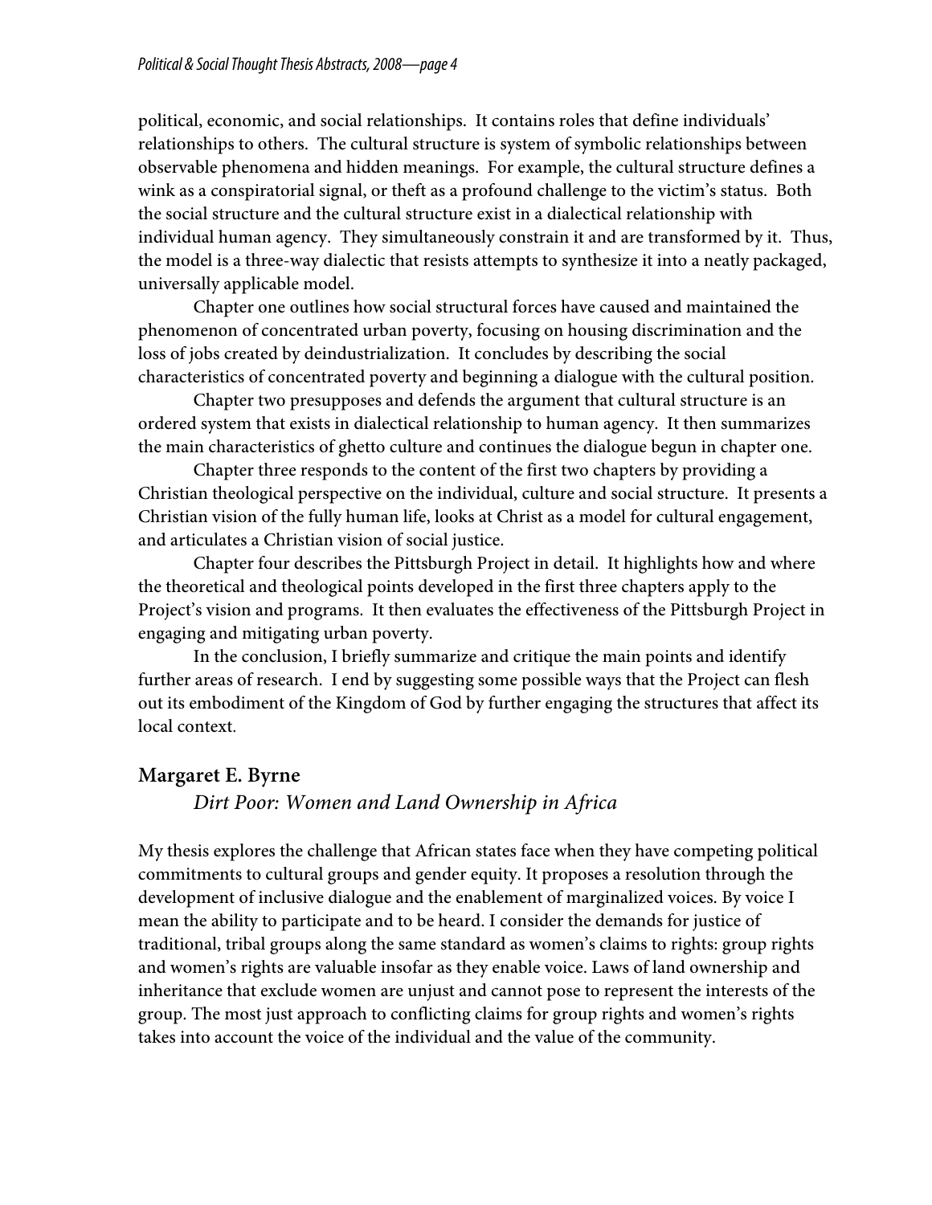political, economic, and social relationships. It contains roles that define individuals' relationships to others. The cultural structure is system of symbolic relationships between observable phenomena and hidden meanings. For example, the cultural structure defines a wink as a conspiratorial signal, or theft as a profound challenge to the victim's status. Both the social structure and the cultural structure exist in a dialectical relationship with individual human agency. They simultaneously constrain it and are transformed by it. Thus, the model is a three-way dialectic that resists attempts to synthesize it into a neatly packaged, universally applicable model.

Chapter one outlines how social structural forces have caused and maintained the phenomenon of concentrated urban poverty, focusing on housing discrimination and the loss of jobs created by deindustrialization. It concludes by describing the social characteristics of concentrated poverty and beginning a dialogue with the cultural position.

Chapter two presupposes and defends the argument that cultural structure is an ordered system that exists in dialectical relationship to human agency. It then summarizes the main characteristics of ghetto culture and continues the dialogue begun in chapter one.

Chapter three responds to the content of the first two chapters by providing a Christian theological perspective on the individual, culture and social structure. It presents a Christian vision of the fully human life, looks at Christ as a model for cultural engagement, and articulates a Christian vision of social justice.

Chapter four describes the Pittsburgh Project in detail. It highlights how and where the theoretical and theological points developed in the first three chapters apply to the Project's vision and programs. It then evaluates the effectiveness of the Pittsburgh Project in engaging and mitigating urban poverty.

In the conclusion, I briefly summarize and critique the main points and identify further areas of research. I end by suggesting some possible ways that the Project can flesh out its embodiment of the Kingdom of God by further engaging the structures that affect its local context.

## Margaret E. Byrne

*Dirt Poor: Women and Land Ownership in Africa*

My thesis explores the challenge that African states face when they have competing political commitments to cultural groups and gender equity. It proposes a resolution through the development of inclusive dialogue and the enablement of marginalized voices. By voice I mean the ability to participate and to be heard. I consider the demands for justice of traditional, tribal groups along the same standard as women's claims to rights: group rights and women's rights are valuable insofar as they enable voice. Laws of land ownership and inheritance that exclude women are unjust and cannot pose to represent the interests of the group. The most just approach to conflicting claims for group rights and women's rights takes into account the voice of the individual and the value of the community.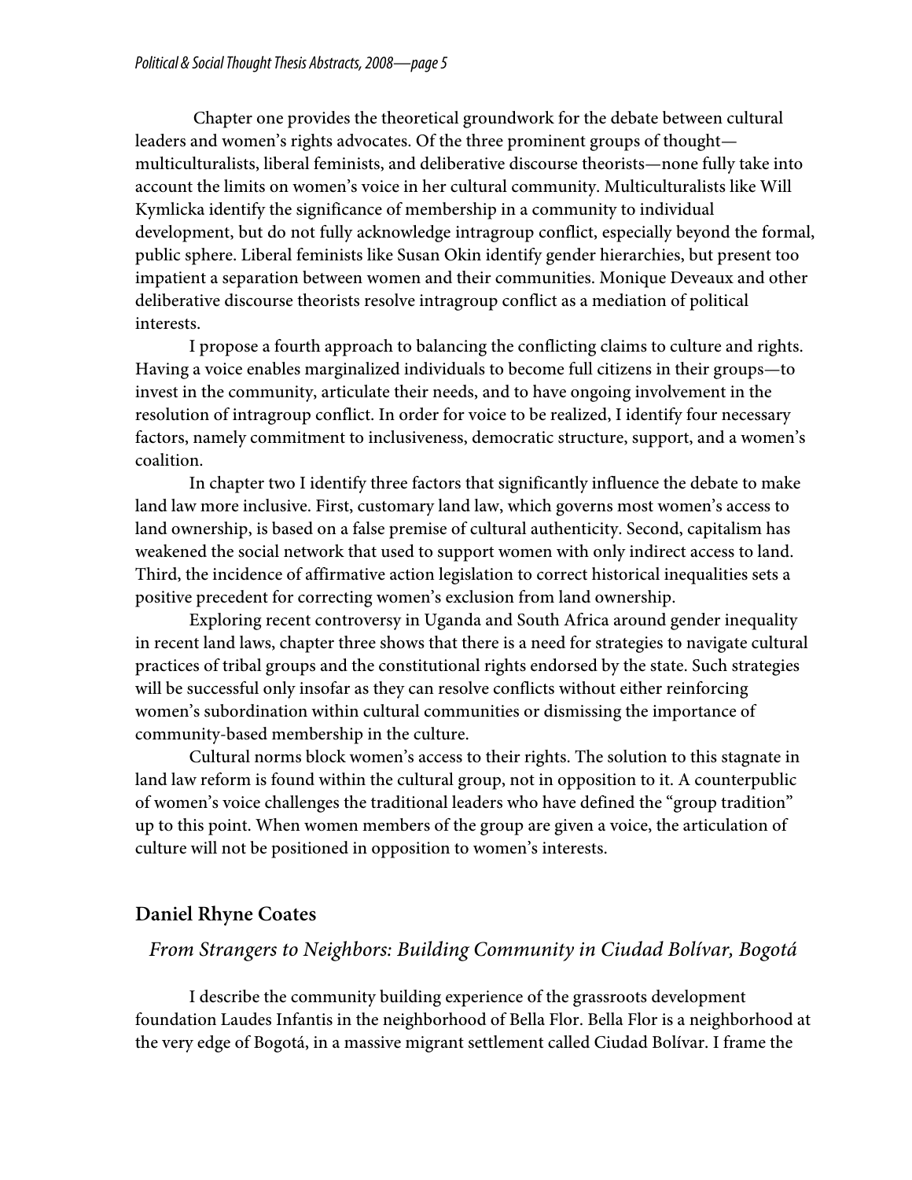Chapter one provides the theoretical groundwork for the debate between cultural leaders and women's rights advocates. Of the three prominent groups of thought—multiculturalists, liberal feminists, and deliberative discourse theorists—none fully take into account the limits on women's voice in her cultural community. Multiculturalists like Will Kymlicka identify the significance of membership in a community to individual development, but do not fully acknowledge intragroup conflict, especially beyond the formal, public sphere. Liberal feminists like Susan Okin identify gender hierarchies, but present too impatient a separation between women and their communities. Monique Deveaux and other deliberative discourse theorists resolve intragroup conflict as a mediation of political interests.

I propose a fourth approach to balancing the conflicting claims to culture and rights. Having a voice enables marginalized individuals to become full citizens in their groups—to invest in the community, articulate their needs, and to have ongoing involvement in the resolution of intragroup conflict. In order for voice to be realized, I identify four necessary factors, namely commitment to inclusiveness, democratic structure, support, and a women's coalition.

In chapter two I identify three factors that significantly influence the debate to make land law more inclusive. First, customary land law, which governs most women's access to land ownership, is based on a false premise of cultural authenticity. Second, capitalism has weakened the social network that used to support women with only indirect access to land. Third, the incidence of affirmative action legislation to correct historical inequalities sets a positive precedent for correcting women's exclusion from land ownership.

Exploring recent controversy in Uganda and South Africa around gender inequality in recent land laws, chapter three shows that there is a need for strategies to navigate cultural practices of tribal groups and the constitutional rights endorsed by the state. Such strategies will be successful only insofar as they can resolve conflicts without either reinforcing women's subordination within cultural communities or dismissing the importance of community-based membership in the culture.

Cultural norms block women's access to their rights. The solution to this stagnate in land law reform is found within the cultural group, not in opposition to it. A counterpublic of women's voice challenges the traditional leaders who have defined the "group tradition" up to this point. When women members of the group are given a voice, the articulation of culture will not be positioned in opposition to women's interests.

## Daniel Rhyne Coates

### *From Strangers to Neighbors: Building Community in Ciudad Bolívar, Bogotá*

I describe the community building experience of the grassroots development foundation Laudes Infantis in the neighborhood of Bella Flor. Bella Flor is a neighborhood at the very edge of Bogotá, in a massive migrant settlement called Ciudad Bolívar. I frame the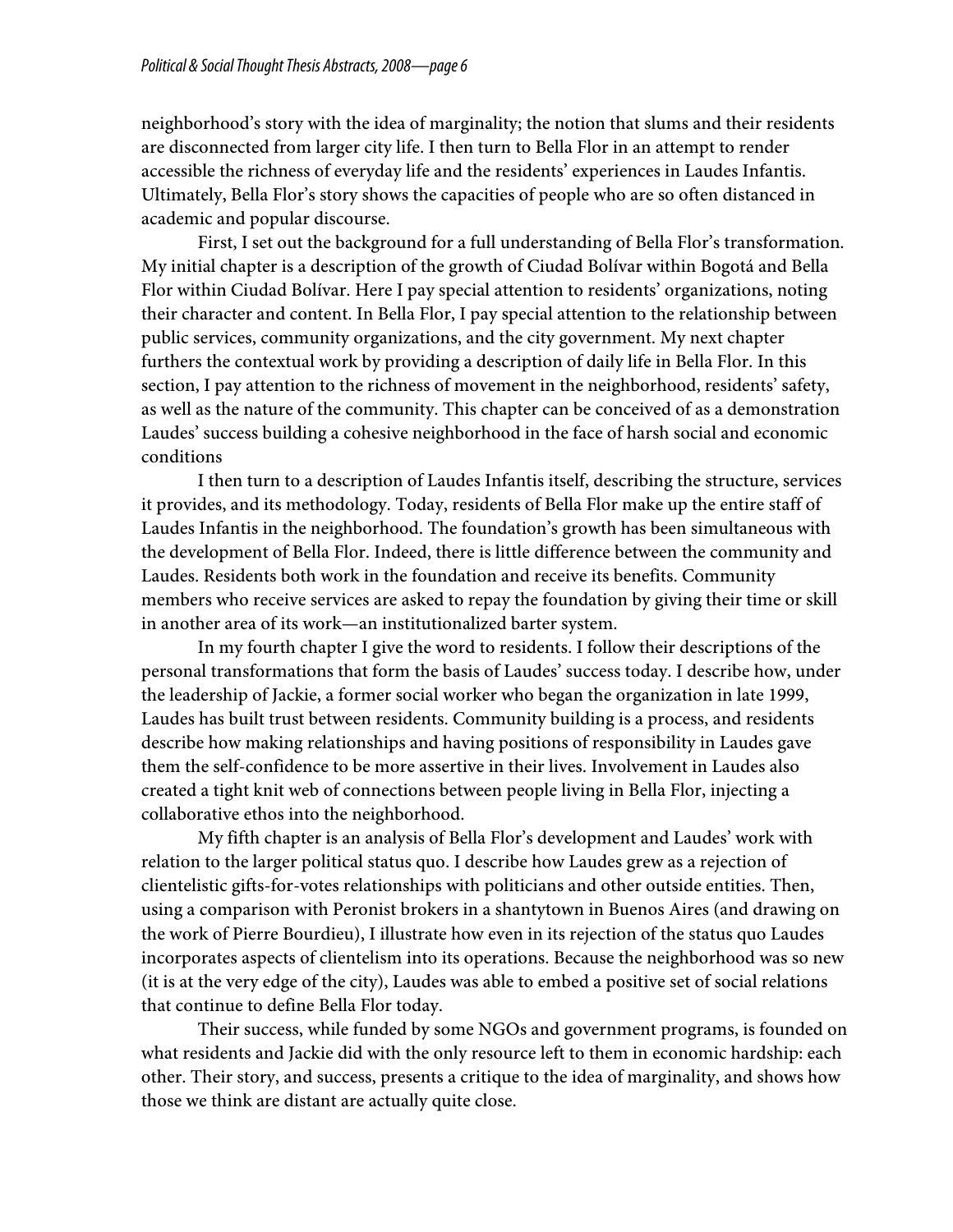neighborhood's story with the idea of marginality; the notion that slums and their residents are disconnected from larger city life. I then turn to Bella Flor in an attempt to render accessible the richness of everyday life and the residents' experiences in Laudes Infantis. Ultimately, Bella Flor's story shows the capacities of people who are so often distanced in academic and popular discourse.

First, I set out the background for a full understanding of Bella Flor's transformation. My initial chapter is a description of the growth of Ciudad Bolívar within Bogotá and Bella Flor within Ciudad Bolívar. Here I pay special attention to residents' organizations, noting their character and content. In Bella Flor, I pay special attention to the relationship between public services, community organizations, and the city government. My next chapter furthers the contextual work by providing a description of daily life in Bella Flor. In this section, I pay attention to the richness of movement in the neighborhood, residents' safety, as well as the nature of the community. This chapter can be conceived of as a demonstration Laudes' success building a cohesive neighborhood in the face of harsh social and economic conditions

I then turn to a description of Laudes Infantis itself, describing the structure, services it provides, and its methodology. Today, residents of Bella Flor make up the entire staff of Laudes Infantis in the neighborhood. The foundation's growth has been simultaneous with the development of Bella Flor. Indeed, there is little difference between the community and Laudes. Residents both work in the foundation and receive its benefits. Community members who receive services are asked to repay the foundation by giving their time or skill in another area of its work—an institutionalized barter system.

In my fourth chapter I give the word to residents. I follow their descriptions of the personal transformations that form the basis of Laudes' success today. I describe how, under the leadership of Jackie, a former social worker who began the organization in late 1999, Laudes has built trust between residents. Community building is a process, and residents describe how making relationships and having positions of responsibility in Laudes gave them the self-confidence to be more assertive in their lives. Involvement in Laudes also created a tight knit web of connections between people living in Bella Flor, injecting a collaborative ethos into the neighborhood.

My fifth chapter is an analysis of Bella Flor's development and Laudes' work with relation to the larger political status quo. I describe how Laudes grew as a rejection of clientelistic gifts-for-votes relationships with politicians and other outside entities. Then, using a comparison with Peronist brokers in a shantytown in Buenos Aires (and drawing on the work of Pierre Bourdieu), I illustrate how even in its rejection of the status quo Laudes incorporates aspects of clientelism into its operations. Because the neighborhood was so new (it is at the very edge of the city), Laudes was able to embed a positive set of social relations that continue to define Bella Flor today.

Their success, while funded by some NGOs and government programs, is founded on what residents and Jackie did with the only resource left to them in economic hardship: each other. Their story, and success, presents a critique to the idea of marginality, and shows how those we think are distant are actually quite close.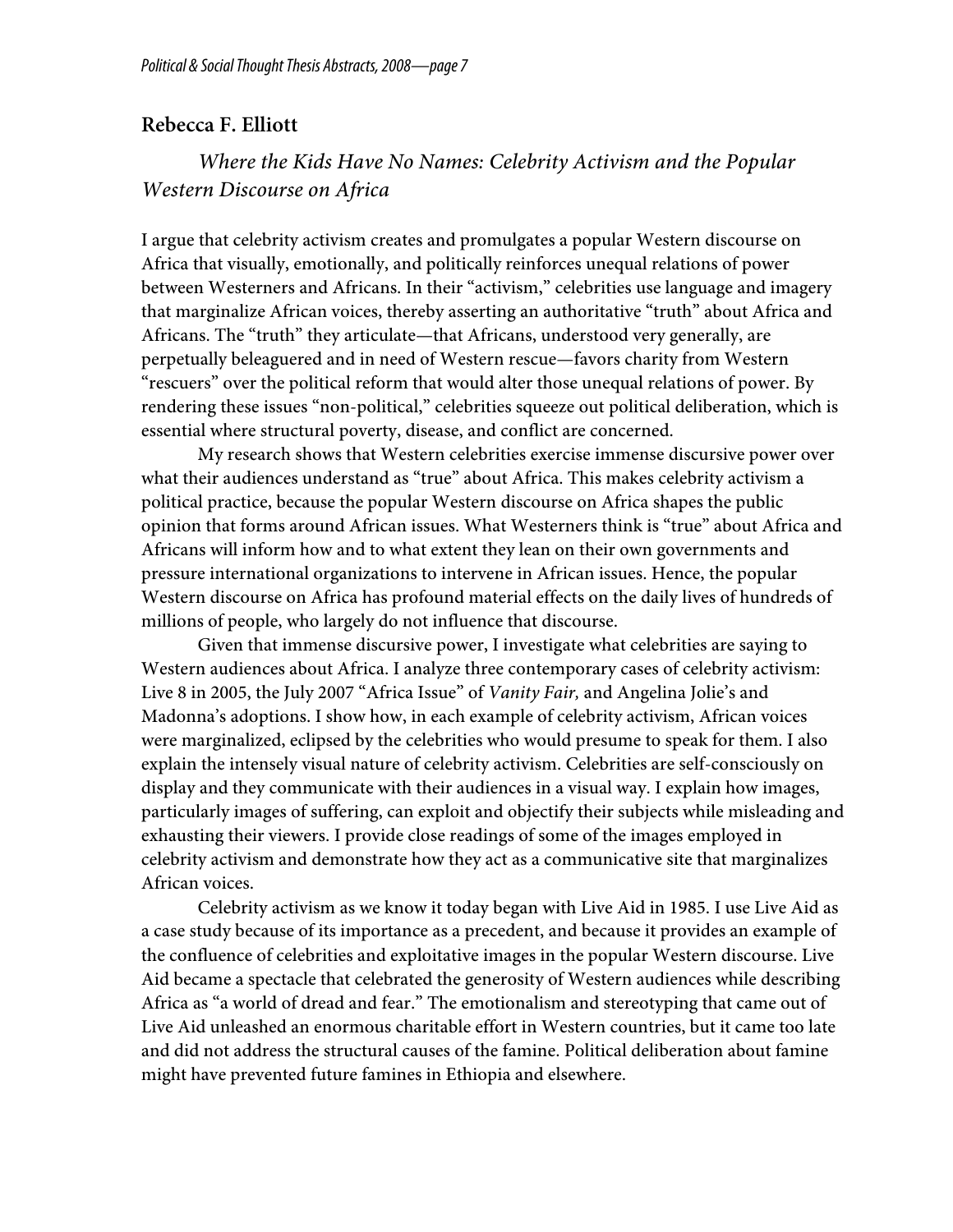## Rebecca F. Elliott

### *Where the Kids Have No Names: Celebrity Activism and the Popular Western Discourse on Africa*

I argue that celebrity activism creates and promulgates a popular Western discourse on Africa that visually, emotionally, and politically reinforces unequal relations of power between Westerners and Africans. In their "activism," celebrities use language and imagery that marginalize African voices, thereby asserting an authoritative "truth" about Africa and Africans. The "truth" they articulate—that Africans, understood very generally, are perpetually beleaguered and in need of Western rescue—favors charity from Western "rescuers" over the political reform that would alter those unequal relations of power. By rendering these issues "non-political," celebrities squeeze out political deliberation, which is essential where structural poverty, disease, and conflict are concerned.

My research shows that Western celebrities exercise immense discursive power over what their audiences understand as "true" about Africa. This makes celebrity activism a political practice, because the popular Western discourse on Africa shapes the public opinion that forms around African issues. What Westerners think is "true" about Africa and Africans will inform how and to what extent they lean on their own governments and pressure international organizations to intervene in African issues. Hence, the popular Western discourse on Africa has profound material effects on the daily lives of hundreds of millions of people, who largely do not influence that discourse.

Given that immense discursive power, I investigate what celebrities are saying to Western audiences about Africa. I analyze three contemporary cases of celebrity activism: Live 8 in 2005, the July 2007 "Africa Issue" of *Vanity Fair,* and Angelina Jolie's and Madonna's adoptions. I show how, in each example of celebrity activism, African voices were marginalized, eclipsed by the celebrities who would presume to speak for them. I also explain the intensely visual nature of celebrity activism. Celebrities are self-consciously on display and they communicate with their audiences in a visual way. I explain how images, particularly images of suffering, can exploit and objectify their subjects while misleading and exhausting their viewers. I provide close readings of some of the images employed in celebrity activism and demonstrate how they act as a communicative site that marginalizes African voices.

Celebrity activism as we know it today began with Live Aid in 1985. I use Live Aid as a case study because of its importance as a precedent, and because it provides an example of the confluence of celebrities and exploitative images in the popular Western discourse. Live Aid became a spectacle that celebrated the generosity of Western audiences while describing Africa as "a world of dread and fear." The emotionalism and stereotyping that came out of Live Aid unleashed an enormous charitable effort in Western countries, but it came too late and did not address the structural causes of the famine. Political deliberation about famine might have prevented future famines in Ethiopia and elsewhere.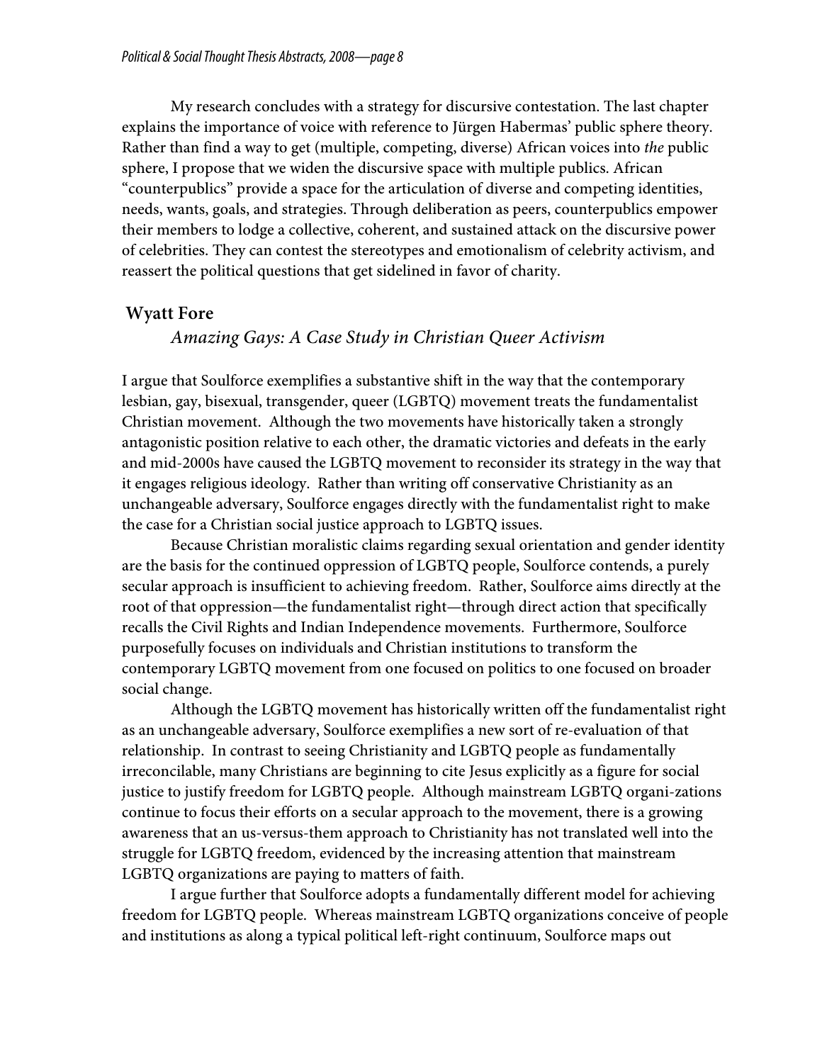My research concludes with a strategy for discursive contestation. The last chapter explains the importance of voice with reference to Jürgen Habermas' public sphere theory. Rather than find a way to get (multiple, competing, diverse) African voices into *the* public sphere, I propose that we widen the discursive space with multiple publics. African "counterpublics" provide a space for the articulation of diverse and competing identities, needs, wants, goals, and strategies. Through deliberation as peers, counterpublics empower their members to lodge a collective, coherent, and sustained attack on the discursive power of celebrities. They can contest the stereotypes and emotionalism of celebrity activism, and reassert the political questions that get sidelined in favor of charity.

## Wyatt Fore

### *Amazing Gays: A Case Study in Christian Queer Activism*

I argue that Soulforce exemplifies a substantive shift in the way that the contemporary lesbian, gay, bisexual, transgender, queer (LGBTQ) movement treats the fundamentalist Christian movement. Although the two movements have historically taken a strongly antagonistic position relative to each other, the dramatic victories and defeats in the early and mid-2000s have caused the LGBTQ movement to reconsider its strategy in the way that it engages religious ideology. Rather than writing off conservative Christianity as an unchangeable adversary, Soulforce engages directly with the fundamentalist right to make the case for a Christian social justice approach to LGBTQ issues.

Because Christian moralistic claims regarding sexual orientation and gender identity are the basis for the continued oppression of LGBTQ people, Soulforce contends, a purely secular approach is insufficient to achieving freedom. Rather, Soulforce aims directly at the root of that oppression—the fundamentalist right—through direct action that specifically recalls the Civil Rights and Indian Independence movements. Furthermore, Soulforce purposefully focuses on individuals and Christian institutions to transform the contemporary LGBTQ movement from one focused on politics to one focused on broader social change.

Although the LGBTQ movement has historically written off the fundamentalist right as an unchangeable adversary, Soulforce exemplifies a new sort of re-evaluation of that relationship. In contrast to seeing Christianity and LGBTQ people as fundamentally irreconcilable, many Christians are beginning to cite Jesus explicitly as a figure for social justice to justify freedom for LGBTQ people. Although mainstream LGBTQ organi-zations continue to focus their efforts on a secular approach to the movement, there is a growing awareness that an us-versus-them approach to Christianity has not translated well into the struggle for LGBTQ freedom, evidenced by the increasing attention that mainstream LGBTQ organizations are paying to matters of faith.

I argue further that Soulforce adopts a fundamentally different model for achieving freedom for LGBTQ people. Whereas mainstream LGBTQ organizations conceive of people and institutions as along a typical political left-right continuum, Soulforce maps out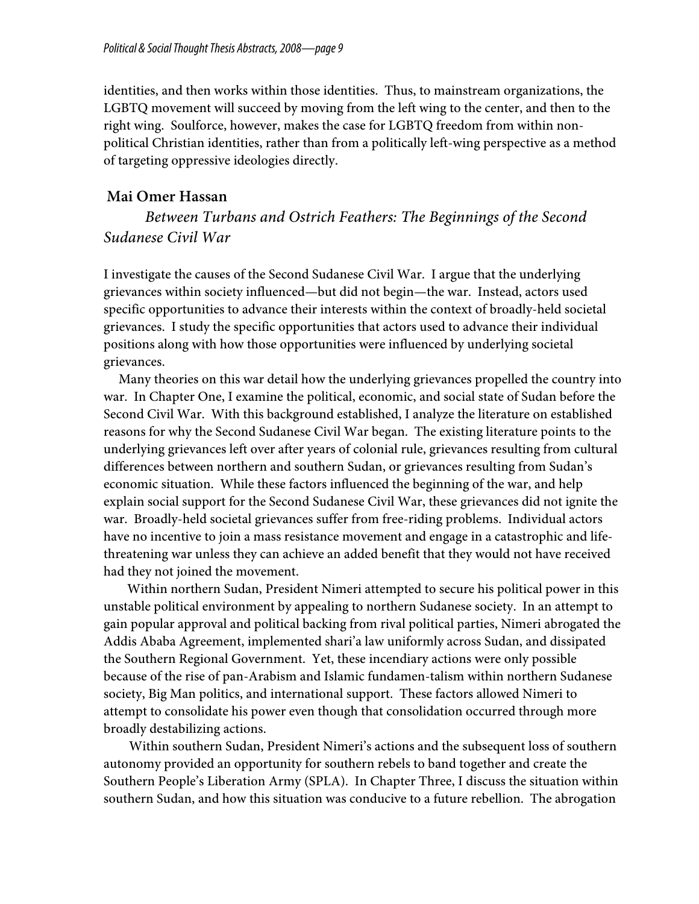identities, and then works within those identities. Thus, to mainstream organizations, the LGBTQ movement will succeed by moving from the left wing to the center, and then to the right wing. Soulforce, however, makes the case for LGBTQ freedom from within non-political Christian identities, rather than from a politically left-wing perspective as a method of targeting oppressive ideologies directly.

## Mai Omer Hassan

### *Between Turbans and Ostrich Feathers: The Beginnings of the Second Sudanese Civil War*

I investigate the causes of the Second Sudanese Civil War. I argue that the underlying grievances within society influenced—but did not begin—the war. Instead, actors used specific opportunities to advance their interests within the context of broadly-held societal grievances. I study the specific opportunities that actors used to advance their individual positions along with how those opportunities were influenced by underlying societal grievances.

Many theories on this war detail how the underlying grievances propelled the country into war. In Chapter One, I examine the political, economic, and social state of Sudan before the Second Civil War. With this background established, I analyze the literature on established reasons for why the Second Sudanese Civil War began. The existing literature points to the underlying grievances left over after years of colonial rule, grievances resulting from cultural differences between northern and southern Sudan, or grievances resulting from Sudan's economic situation. While these factors influenced the beginning of the war, and help explain social support for the Second Sudanese Civil War, these grievances did not ignite the war. Broadly-held societal grievances suffer from free-riding problems. Individual actors have no incentive to join a mass resistance movement and engage in a catastrophic and life-threatening war unless they can achieve an added benefit that they would not have received had they not joined the movement.

Within northern Sudan, President Nimeri attempted to secure his political power in this unstable political environment by appealing to northern Sudanese society. In an attempt to gain popular approval and political backing from rival political parties, Nimeri abrogated the Addis Ababa Agreement, implemented shari'a law uniformly across Sudan, and dissipated the Southern Regional Government. Yet, these incendiary actions were only possible because of the rise of pan-Arabism and Islamic fundamen-talism within northern Sudanese society, Big Man politics, and international support. These factors allowed Nimeri to attempt to consolidate his power even though that consolidation occurred through more broadly destabilizing actions.

Within southern Sudan, President Nimeri's actions and the subsequent loss of southern autonomy provided an opportunity for southern rebels to band together and create the Southern People's Liberation Army (SPLA). In Chapter Three, I discuss the situation within southern Sudan, and how this situation was conducive to a future rebellion. The abrogation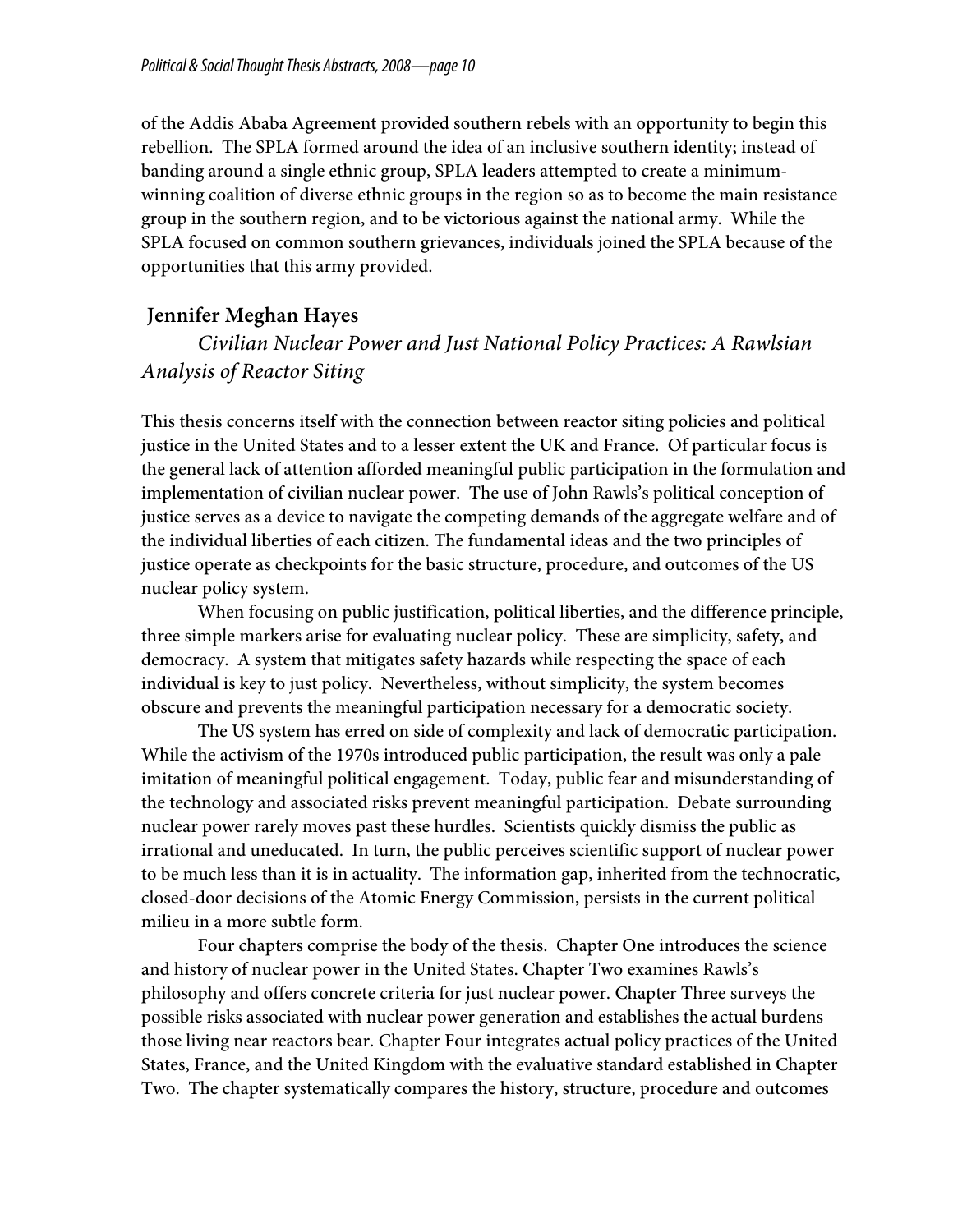of the Addis Ababa Agreement provided southern rebels with an opportunity to begin this rebellion. The SPLA formed around the idea of an inclusive southern identity; instead of banding around a single ethnic group, SPLA leaders attempted to create a minimum-winning coalition of diverse ethnic groups in the region so as to become the main resistance group in the southern region, and to be victorious against the national army. While the SPLA focused on common southern grievances, individuals joined the SPLA because of the opportunities that this army provided.

## Jennifer Meghan Hayes

*Civilian Nuclear Power and Just National Policy Practices: A Rawlsian Analysis of Reactor Siting*

This thesis concerns itself with the connection between reactor siting policies and political justice in the United States and to a lesser extent the UK and France. Of particular focus is the general lack of attention afforded meaningful public participation in the formulation and implementation of civilian nuclear power. The use of John Rawls's political conception of justice serves as a device to navigate the competing demands of the aggregate welfare and of the individual liberties of each citizen. The fundamental ideas and the two principles of justice operate as checkpoints for the basic structure, procedure, and outcomes of the US nuclear policy system.

When focusing on public justification, political liberties, and the difference principle, three simple markers arise for evaluating nuclear policy. These are simplicity, safety, and democracy. A system that mitigates safety hazards while respecting the space of each individual is key to just policy. Nevertheless, without simplicity, the system becomes obscure and prevents the meaningful participation necessary for a democratic society.

The US system has erred on side of complexity and lack of democratic participation. While the activism of the 1970s introduced public participation, the result was only a pale imitation of meaningful political engagement. Today, public fear and misunderstanding of the technology and associated risks prevent meaningful participation. Debate surrounding nuclear power rarely moves past these hurdles. Scientists quickly dismiss the public as irrational and uneducated. In turn, the public perceives scientific support of nuclear power to be much less than it is in actuality. The information gap, inherited from the technocratic, closed-door decisions of the Atomic Energy Commission, persists in the current political milieu in a more subtle form.

Four chapters comprise the body of the thesis. Chapter One introduces the science and history of nuclear power in the United States. Chapter Two examines Rawls's philosophy and offers concrete criteria for just nuclear power. Chapter Three surveys the possible risks associated with nuclear power generation and establishes the actual burdens those living near reactors bear. Chapter Four integrates actual policy practices of the United States, France, and the United Kingdom with the evaluative standard established in Chapter Two. The chapter systematically compares the history, structure, procedure and outcomes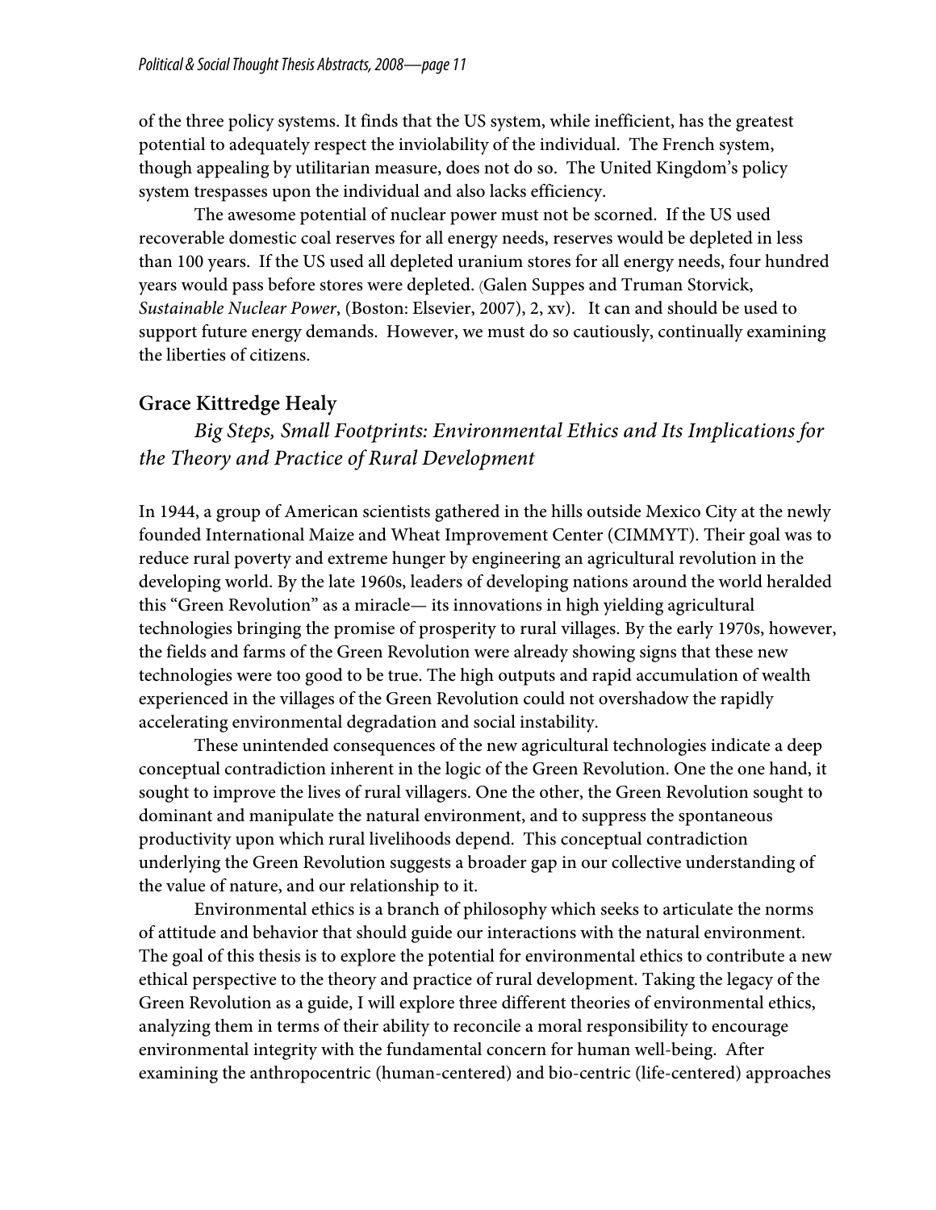of the three policy systems. It finds that the US system, while inefficient, has the greatest potential to adequately respect the inviolability of the individual. The French system, though appealing by utilitarian measure, does not do so. The United Kingdom's policy system trespasses upon the individual and also lacks efficiency.

The awesome potential of nuclear power must not be scorned. If the US used recoverable domestic coal reserves for all energy needs, reserves would be depleted in less than 100 years. If the US used all depleted uranium stores for all energy needs, four hundred years would pass before stores were depleted. (Galen Suppes and Truman Storvick, *Sustainable Nuclear Power*, (Boston: Elsevier, 2007), 2, xv). It can and should be used to support future energy demands. However, we must do so cautiously, continually examining the liberties of citizens.

## Grace Kittredge Healy

*Big Steps, Small Footprints: Environmental Ethics and Its Implications for the Theory and Practice of Rural Development*

In 1944, a group of American scientists gathered in the hills outside Mexico City at the newly founded International Maize and Wheat Improvement Center (CIMMYT). Their goal was to reduce rural poverty and extreme hunger by engineering an agricultural revolution in the developing world. By the late 1960s, leaders of developing nations around the world heralded this "Green Revolution" as a miracle— its innovations in high yielding agricultural technologies bringing the promise of prosperity to rural villages. By the early 1970s, however, the fields and farms of the Green Revolution were already showing signs that these new technologies were too good to be true. The high outputs and rapid accumulation of wealth experienced in the villages of the Green Revolution could not overshadow the rapidly accelerating environmental degradation and social instability.

These unintended consequences of the new agricultural technologies indicate a deep conceptual contradiction inherent in the logic of the Green Revolution. One the one hand, it sought to improve the lives of rural villagers. One the other, the Green Revolution sought to dominant and manipulate the natural environment, and to suppress the spontaneous productivity upon which rural livelihoods depend. This conceptual contradiction underlying the Green Revolution suggests a broader gap in our collective understanding of the value of nature, and our relationship to it.

Environmental ethics is a branch of philosophy which seeks to articulate the norms of attitude and behavior that should guide our interactions with the natural environment. The goal of this thesis is to explore the potential for environmental ethics to contribute a new ethical perspective to the theory and practice of rural development. Taking the legacy of the Green Revolution as a guide, I will explore three different theories of environmental ethics, analyzing them in terms of their ability to reconcile a moral responsibility to encourage environmental integrity with the fundamental concern for human well-being. After examining the anthropocentric (human-centered) and bio-centric (life-centered) approaches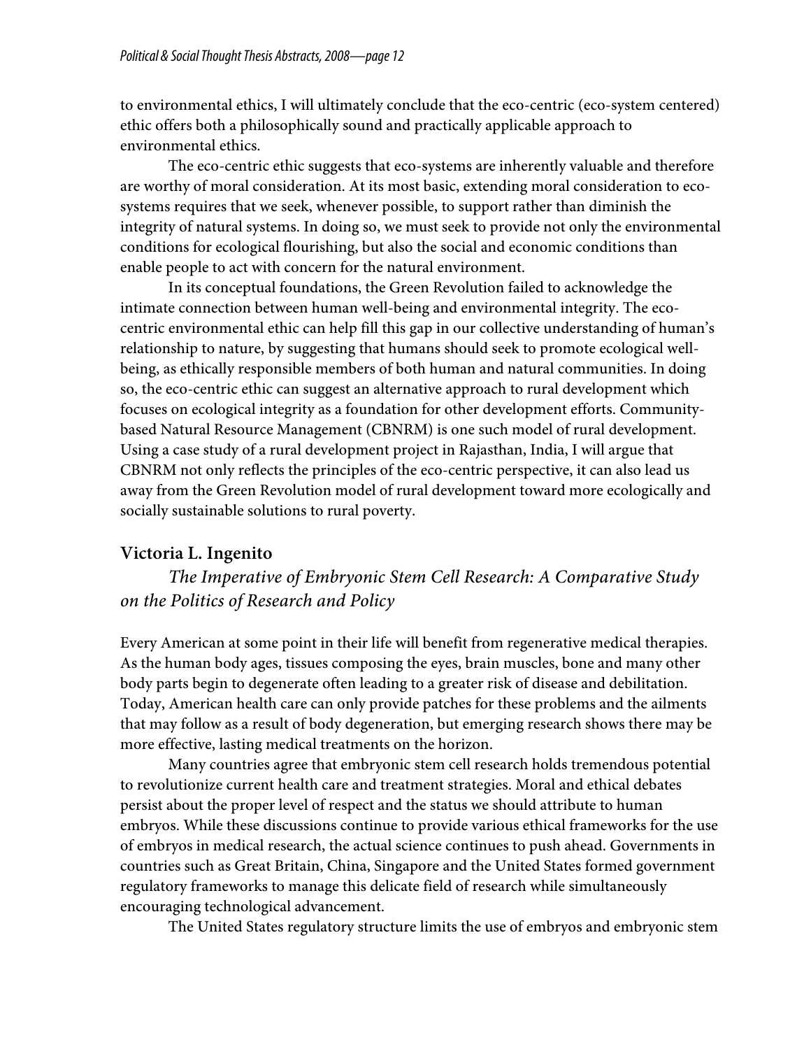to environmental ethics, I will ultimately conclude that the eco-centric (eco-system centered) ethic offers both a philosophically sound and practically applicable approach to environmental ethics.

The eco-centric ethic suggests that eco-systems are inherently valuable and therefore are worthy of moral consideration. At its most basic, extending moral consideration to eco-systems requires that we seek, whenever possible, to support rather than diminish the integrity of natural systems. In doing so, we must seek to provide not only the environmental conditions for ecological flourishing, but also the social and economic conditions than enable people to act with concern for the natural environment.

In its conceptual foundations, the Green Revolution failed to acknowledge the intimate connection between human well-being and environmental integrity. The eco-centric environmental ethic can help fill this gap in our collective understanding of human's relationship to nature, by suggesting that humans should seek to promote ecological well-being, as ethically responsible members of both human and natural communities. In doing so, the eco-centric ethic can suggest an alternative approach to rural development which focuses on ecological integrity as a foundation for other development efforts. Community-based Natural Resource Management (CBNRM) is one such model of rural development. Using a case study of a rural development project in Rajasthan, India, I will argue that CBNRM not only reflects the principles of the eco-centric perspective, it can also lead us away from the Green Revolution model of rural development toward more ecologically and socially sustainable solutions to rural poverty.

### Victoria L. Ingenito

*The Imperative of Embryonic Stem Cell Research: A Comparative Study on the Politics of Research and Policy*

Every American at some point in their life will benefit from regenerative medical therapies. As the human body ages, tissues composing the eyes, brain muscles, bone and many other body parts begin to degenerate often leading to a greater risk of disease and debilitation. Today, American health care can only provide patches for these problems and the ailments that may follow as a result of body degeneration, but emerging research shows there may be more effective, lasting medical treatments on the horizon.

Many countries agree that embryonic stem cell research holds tremendous potential to revolutionize current health care and treatment strategies. Moral and ethical debates persist about the proper level of respect and the status we should attribute to human embryos. While these discussions continue to provide various ethical frameworks for the use of embryos in medical research, the actual science continues to push ahead. Governments in countries such as Great Britain, China, Singapore and the United States formed government regulatory frameworks to manage this delicate field of research while simultaneously encouraging technological advancement.

The United States regulatory structure limits the use of embryos and embryonic stem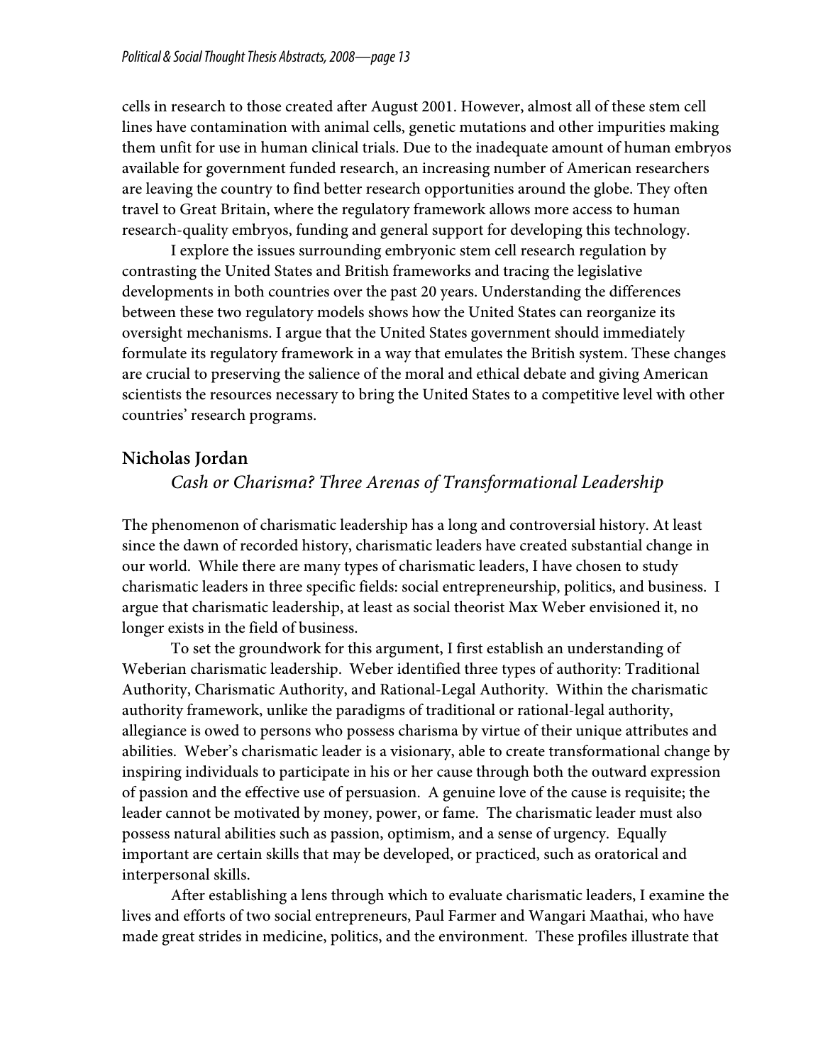cells in research to those created after August 2001. However, almost all of these stem cell lines have contamination with animal cells, genetic mutations and other impurities making them unfit for use in human clinical trials. Due to the inadequate amount of human embryos available for government funded research, an increasing number of American researchers are leaving the country to find better research opportunities around the globe. They often travel to Great Britain, where the regulatory framework allows more access to human research-quality embryos, funding and general support for developing this technology.

I explore the issues surrounding embryonic stem cell research regulation by contrasting the United States and British frameworks and tracing the legislative developments in both countries over the past 20 years. Understanding the differences between these two regulatory models shows how the United States can reorganize its oversight mechanisms. I argue that the United States government should immediately formulate its regulatory framework in a way that emulates the British system. These changes are crucial to preserving the salience of the moral and ethical debate and giving American scientists the resources necessary to bring the United States to a competitive level with other countries' research programs.

## Nicholas Jordan

*Cash or Charisma? Three Arenas of Transformational Leadership*

The phenomenon of charismatic leadership has a long and controversial history. At least since the dawn of recorded history, charismatic leaders have created substantial change in our world. While there are many types of charismatic leaders, I have chosen to study charismatic leaders in three specific fields: social entrepreneurship, politics, and business. I argue that charismatic leadership, at least as social theorist Max Weber envisioned it, no longer exists in the field of business.

To set the groundwork for this argument, I first establish an understanding of Weberian charismatic leadership. Weber identified three types of authority: Traditional Authority, Charismatic Authority, and Rational-Legal Authority. Within the charismatic authority framework, unlike the paradigms of traditional or rational-legal authority, allegiance is owed to persons who possess charisma by virtue of their unique attributes and abilities. Weber's charismatic leader is a visionary, able to create transformational change by inspiring individuals to participate in his or her cause through both the outward expression of passion and the effective use of persuasion. A genuine love of the cause is requisite; the leader cannot be motivated by money, power, or fame. The charismatic leader must also possess natural abilities such as passion, optimism, and a sense of urgency. Equally important are certain skills that may be developed, or practiced, such as oratorical and interpersonal skills.

After establishing a lens through which to evaluate charismatic leaders, I examine the lives and efforts of two social entrepreneurs, Paul Farmer and Wangari Maathai, who have made great strides in medicine, politics, and the environment. These profiles illustrate that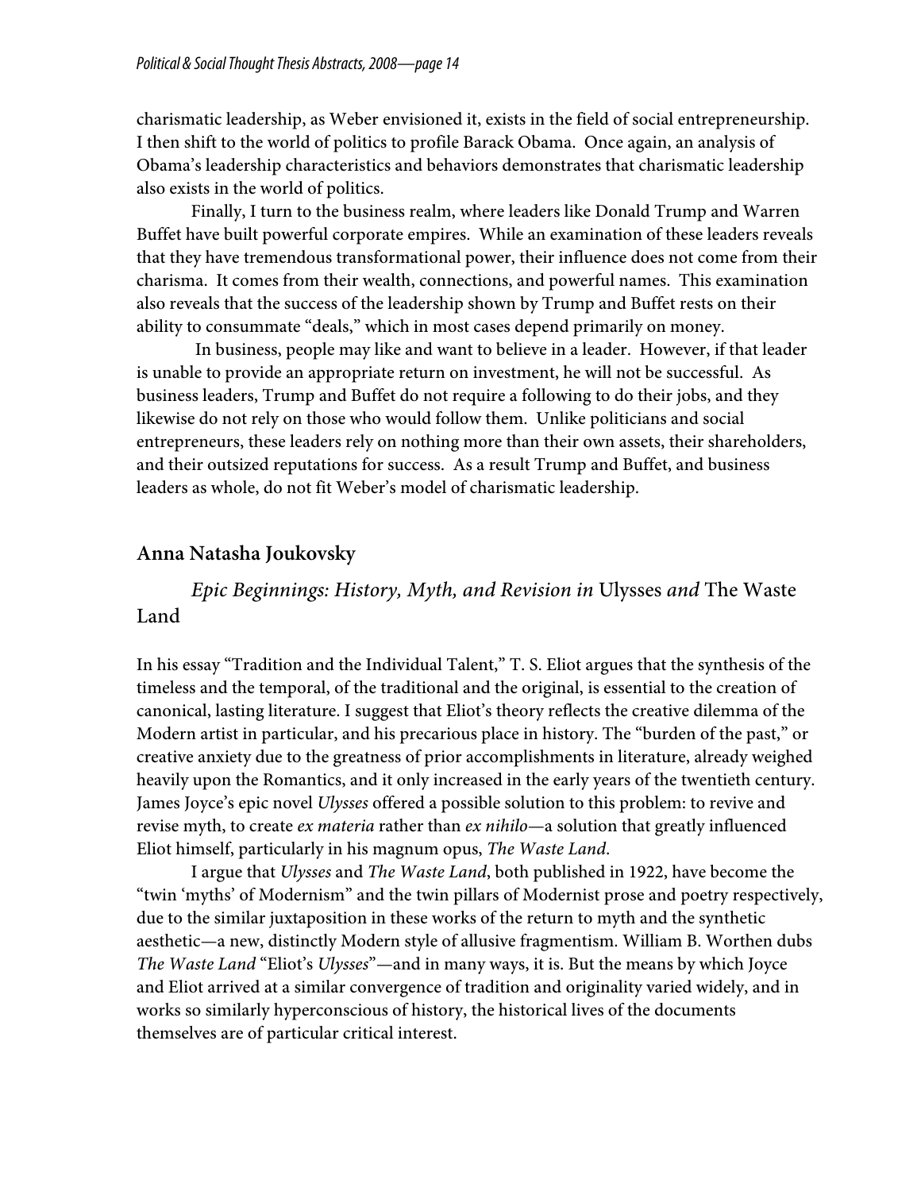charismatic leadership, as Weber envisioned it, exists in the field of social entrepreneurship. I then shift to the world of politics to profile Barack Obama. Once again, an analysis of Obama's leadership characteristics and behaviors demonstrates that charismatic leadership also exists in the world of politics.

Finally, I turn to the business realm, where leaders like Donald Trump and Warren Buffet have built powerful corporate empires. While an examination of these leaders reveals that they have tremendous transformational power, their influence does not come from their charisma. It comes from their wealth, connections, and powerful names. This examination also reveals that the success of the leadership shown by Trump and Buffet rests on their ability to consummate "deals," which in most cases depend primarily on money.

In business, people may like and want to believe in a leader. However, if that leader is unable to provide an appropriate return on investment, he will not be successful. As business leaders, Trump and Buffet do not require a following to do their jobs, and they likewise do not rely on those who would follow them. Unlike politicians and social entrepreneurs, these leaders rely on nothing more than their own assets, their shareholders, and their outsized reputations for success. As a result Trump and Buffet, and business leaders as whole, do not fit Weber's model of charismatic leadership.

## Anna Natasha Joukovsky

### *Epic Beginnings: History, Myth, and Revision in* Ulysses *and* The Waste Land

In his essay "Tradition and the Individual Talent," T. S. Eliot argues that the synthesis of the timeless and the temporal, of the traditional and the original, is essential to the creation of canonical, lasting literature. I suggest that Eliot's theory reflects the creative dilemma of the Modern artist in particular, and his precarious place in history. The "burden of the past," or creative anxiety due to the greatness of prior accomplishments in literature, already weighed heavily upon the Romantics, and it only increased in the early years of the twentieth century. James Joyce's epic novel *Ulysses* offered a possible solution to this problem: to revive and revise myth, to create *ex materia* rather than *ex nihilo*—a solution that greatly influenced Eliot himself, particularly in his magnum opus, *The Waste Land*.

I argue that *Ulysses* and *The Waste Land*, both published in 1922, have become the "twin 'myths' of Modernism" and the twin pillars of Modernist prose and poetry respectively, due to the similar juxtaposition in these works of the return to myth and the synthetic aesthetic—a new, distinctly Modern style of allusive fragmentism. William B. Worthen dubs *The Waste Land* "Eliot's *Ulysses*"—and in many ways, it is. But the means by which Joyce and Eliot arrived at a similar convergence of tradition and originality varied widely, and in works so similarly hyperconscious of history, the historical lives of the documents themselves are of particular critical interest.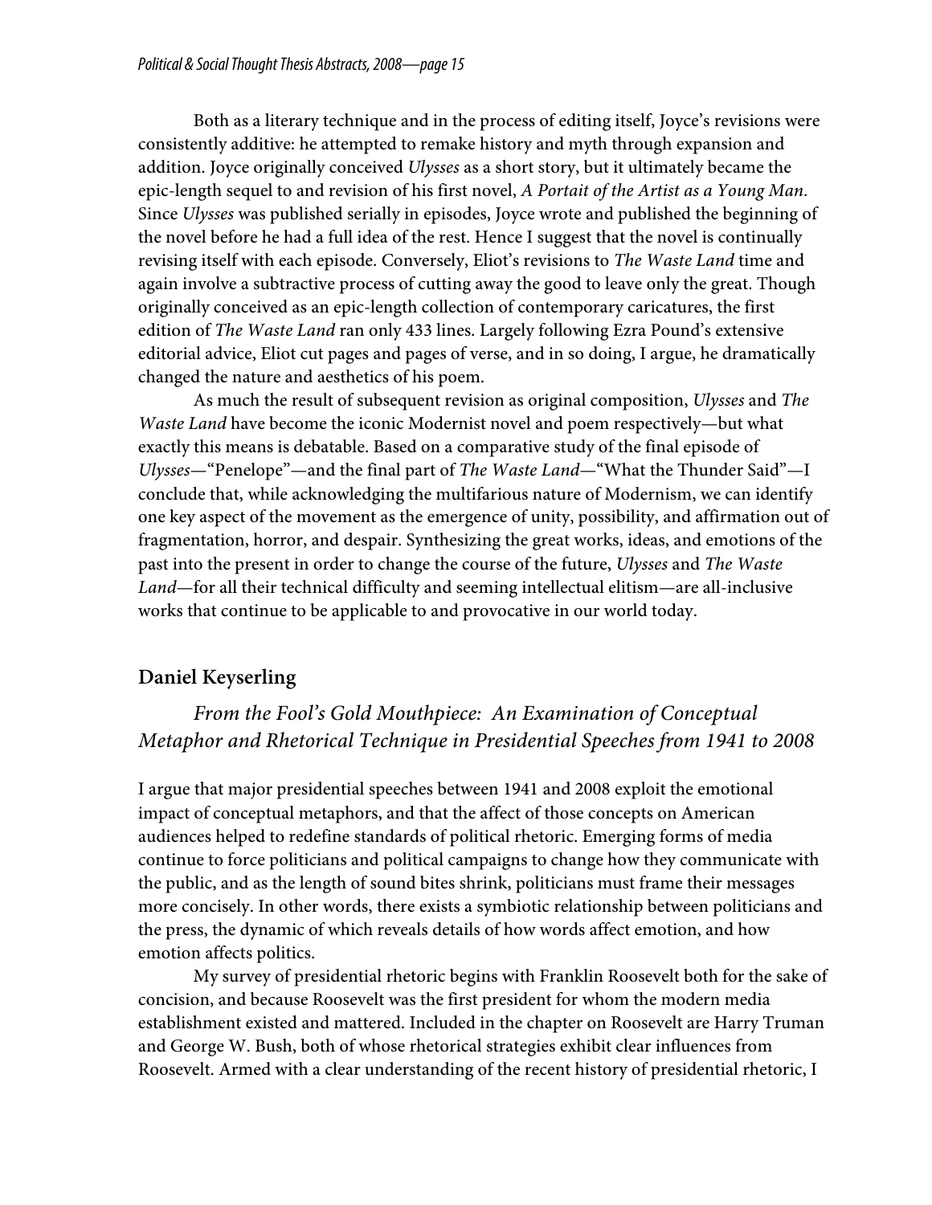Both as a literary technique and in the process of editing itself, Joyce's revisions were consistently additive: he attempted to remake history and myth through expansion and addition. Joyce originally conceived *Ulysses* as a short story, but it ultimately became the epic-length sequel to and revision of his first novel, *A Portait of the Artist as a Young Man*. Since *Ulysses* was published serially in episodes, Joyce wrote and published the beginning of the novel before he had a full idea of the rest. Hence I suggest that the novel is continually revising itself with each episode. Conversely, Eliot's revisions to *The Waste Land* time and again involve a subtractive process of cutting away the good to leave only the great. Though originally conceived as an epic-length collection of contemporary caricatures, the first edition of *The Waste Land* ran only 433 lines. Largely following Ezra Pound's extensive editorial advice, Eliot cut pages and pages of verse, and in so doing, I argue, he dramatically changed the nature and aesthetics of his poem.

As much the result of subsequent revision as original composition, *Ulysses* and *The Waste Land* have become the iconic Modernist novel and poem respectively—but what exactly this means is debatable. Based on a comparative study of the final episode of *Ulysses*—"Penelope"—and the final part of *The Waste Land*—"What the Thunder Said"—I conclude that, while acknowledging the multifarious nature of Modernism, we can identify one key aspect of the movement as the emergence of unity, possibility, and affirmation out of fragmentation, horror, and despair. Synthesizing the great works, ideas, and emotions of the past into the present in order to change the course of the future, *Ulysses* and *The Waste Land*—for all their technical difficulty and seeming intellectual elitism—are all-inclusive works that continue to be applicable to and provocative in our world today.

## Daniel Keyserling

### *From the Fool's Gold Mouthpiece: An Examination of Conceptual Metaphor and Rhetorical Technique in Presidential Speeches from 1941 to 2008*

I argue that major presidential speeches between 1941 and 2008 exploit the emotional impact of conceptual metaphors, and that the affect of those concepts on American audiences helped to redefine standards of political rhetoric. Emerging forms of media continue to force politicians and political campaigns to change how they communicate with the public, and as the length of sound bites shrink, politicians must frame their messages more concisely. In other words, there exists a symbiotic relationship between politicians and the press, the dynamic of which reveals details of how words affect emotion, and how emotion affects politics.

My survey of presidential rhetoric begins with Franklin Roosevelt both for the sake of concision, and because Roosevelt was the first president for whom the modern media establishment existed and mattered. Included in the chapter on Roosevelt are Harry Truman and George W. Bush, both of whose rhetorical strategies exhibit clear influences from Roosevelt. Armed with a clear understanding of the recent history of presidential rhetoric, I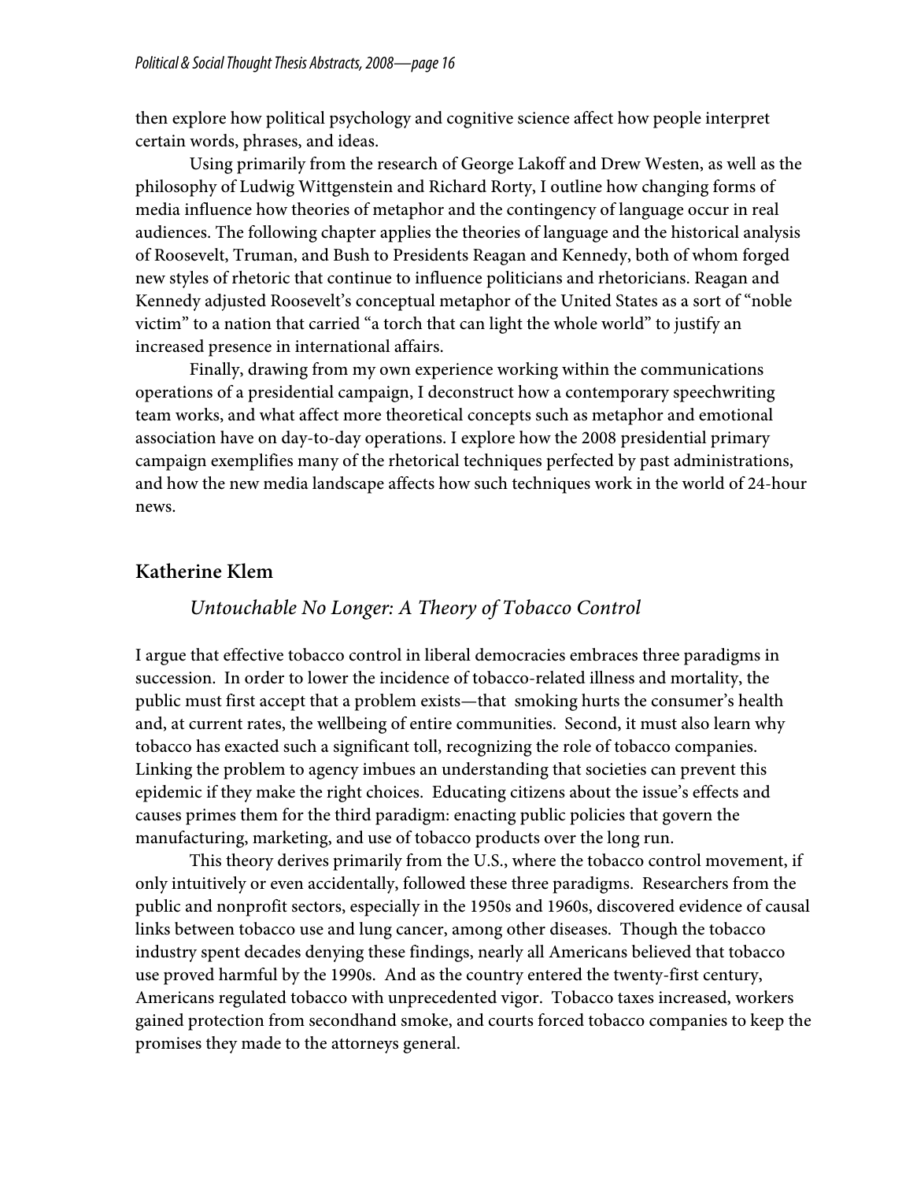then explore how political psychology and cognitive science affect how people interpret certain words, phrases, and ideas.

Using primarily from the research of George Lakoff and Drew Westen, as well as the philosophy of Ludwig Wittgenstein and Richard Rorty, I outline how changing forms of media influence how theories of metaphor and the contingency of language occur in real audiences. The following chapter applies the theories of language and the historical analysis of Roosevelt, Truman, and Bush to Presidents Reagan and Kennedy, both of whom forged new styles of rhetoric that continue to influence politicians and rhetoricians. Reagan and Kennedy adjusted Roosevelt's conceptual metaphor of the United States as a sort of "noble victim" to a nation that carried "a torch that can light the whole world" to justify an increased presence in international affairs.

Finally, drawing from my own experience working within the communications operations of a presidential campaign, I deconstruct how a contemporary speechwriting team works, and what affect more theoretical concepts such as metaphor and emotional association have on day-to-day operations. I explore how the 2008 presidential primary campaign exemplifies many of the rhetorical techniques perfected by past administrations, and how the new media landscape affects how such techniques work in the world of 24-hour news.

## Katherine Klem

### *Untouchable No Longer: A Theory of Tobacco Control*

I argue that effective tobacco control in liberal democracies embraces three paradigms in succession. In order to lower the incidence of tobacco-related illness and mortality, the public must first accept that a problem exists—that smoking hurts the consumer's health and, at current rates, the wellbeing of entire communities. Second, it must also learn why tobacco has exacted such a significant toll, recognizing the role of tobacco companies. Linking the problem to agency imbues an understanding that societies can prevent this epidemic if they make the right choices. Educating citizens about the issue's effects and causes primes them for the third paradigm: enacting public policies that govern the manufacturing, marketing, and use of tobacco products over the long run.

This theory derives primarily from the U.S., where the tobacco control movement, if only intuitively or even accidentally, followed these three paradigms. Researchers from the public and nonprofit sectors, especially in the 1950s and 1960s, discovered evidence of causal links between tobacco use and lung cancer, among other diseases. Though the tobacco industry spent decades denying these findings, nearly all Americans believed that tobacco use proved harmful by the 1990s. And as the country entered the twenty-first century, Americans regulated tobacco with unprecedented vigor. Tobacco taxes increased, workers gained protection from secondhand smoke, and courts forced tobacco companies to keep the promises they made to the attorneys general.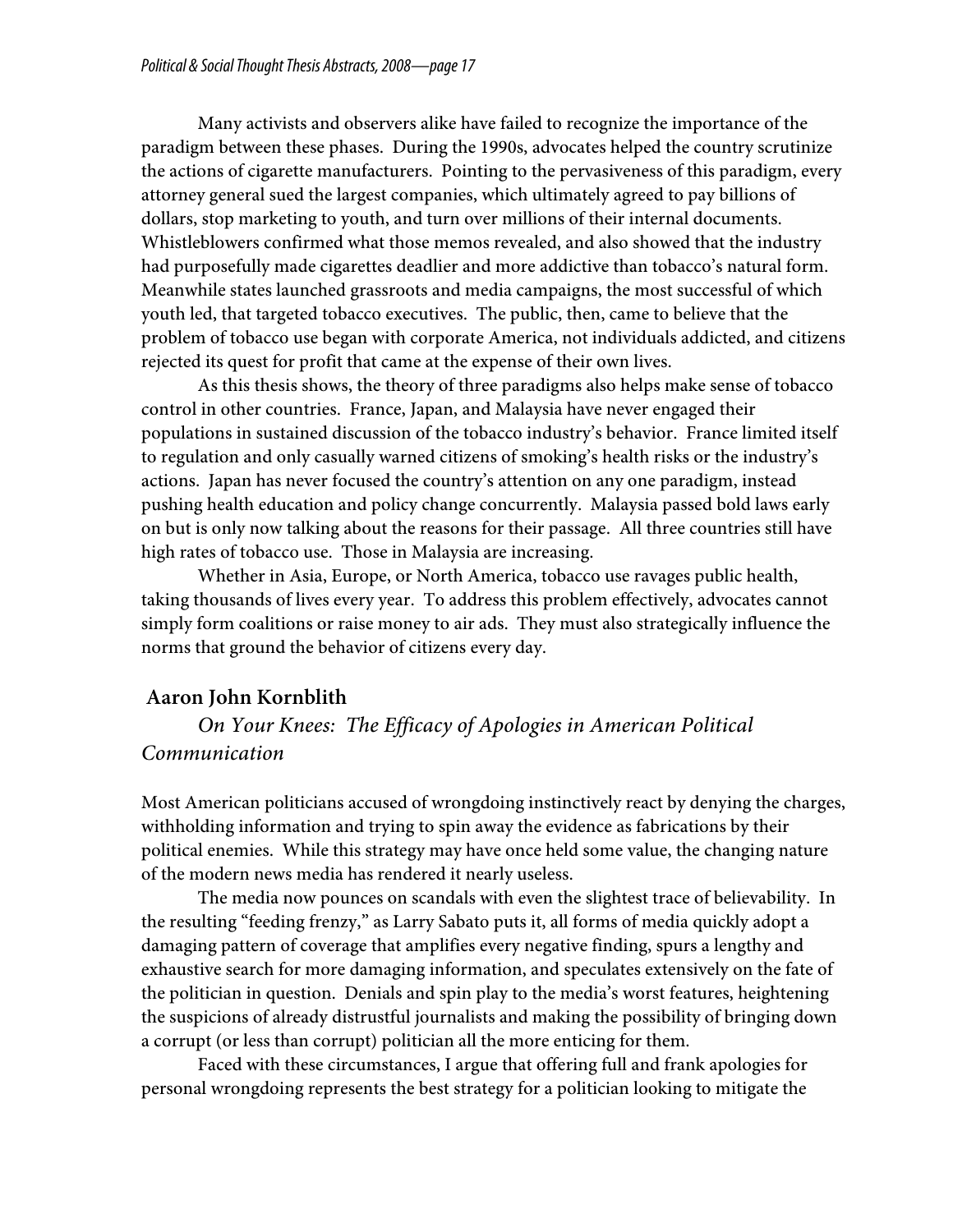Many activists and observers alike have failed to recognize the importance of the paradigm between these phases. During the 1990s, advocates helped the country scrutinize the actions of cigarette manufacturers. Pointing to the pervasiveness of this paradigm, every attorney general sued the largest companies, which ultimately agreed to pay billions of dollars, stop marketing to youth, and turn over millions of their internal documents. Whistleblowers confirmed what those memos revealed, and also showed that the industry had purposefully made cigarettes deadlier and more addictive than tobacco's natural form. Meanwhile states launched grassroots and media campaigns, the most successful of which youth led, that targeted tobacco executives. The public, then, came to believe that the problem of tobacco use began with corporate America, not individuals addicted, and citizens rejected its quest for profit that came at the expense of their own lives.

As this thesis shows, the theory of three paradigms also helps make sense of tobacco control in other countries. France, Japan, and Malaysia have never engaged their populations in sustained discussion of the tobacco industry's behavior. France limited itself to regulation and only casually warned citizens of smoking's health risks or the industry's actions. Japan has never focused the country's attention on any one paradigm, instead pushing health education and policy change concurrently. Malaysia passed bold laws early on but is only now talking about the reasons for their passage. All three countries still have high rates of tobacco use. Those in Malaysia are increasing.

Whether in Asia, Europe, or North America, tobacco use ravages public health, taking thousands of lives every year. To address this problem effectively, advocates cannot simply form coalitions or raise money to air ads. They must also strategically influence the norms that ground the behavior of citizens every day.

## Aaron John Kornblith

### *On Your Knees: The Efficacy of Apologies in American Political Communication*

Most American politicians accused of wrongdoing instinctively react by denying the charges, withholding information and trying to spin away the evidence as fabrications by their political enemies. While this strategy may have once held some value, the changing nature of the modern news media has rendered it nearly useless.

The media now pounces on scandals with even the slightest trace of believability. In the resulting "feeding frenzy," as Larry Sabato puts it, all forms of media quickly adopt a damaging pattern of coverage that amplifies every negative finding, spurs a lengthy and exhaustive search for more damaging information, and speculates extensively on the fate of the politician in question. Denials and spin play to the media's worst features, heightening the suspicions of already distrustful journalists and making the possibility of bringing down a corrupt (or less than corrupt) politician all the more enticing for them.

Faced with these circumstances, I argue that offering full and frank apologies for personal wrongdoing represents the best strategy for a politician looking to mitigate the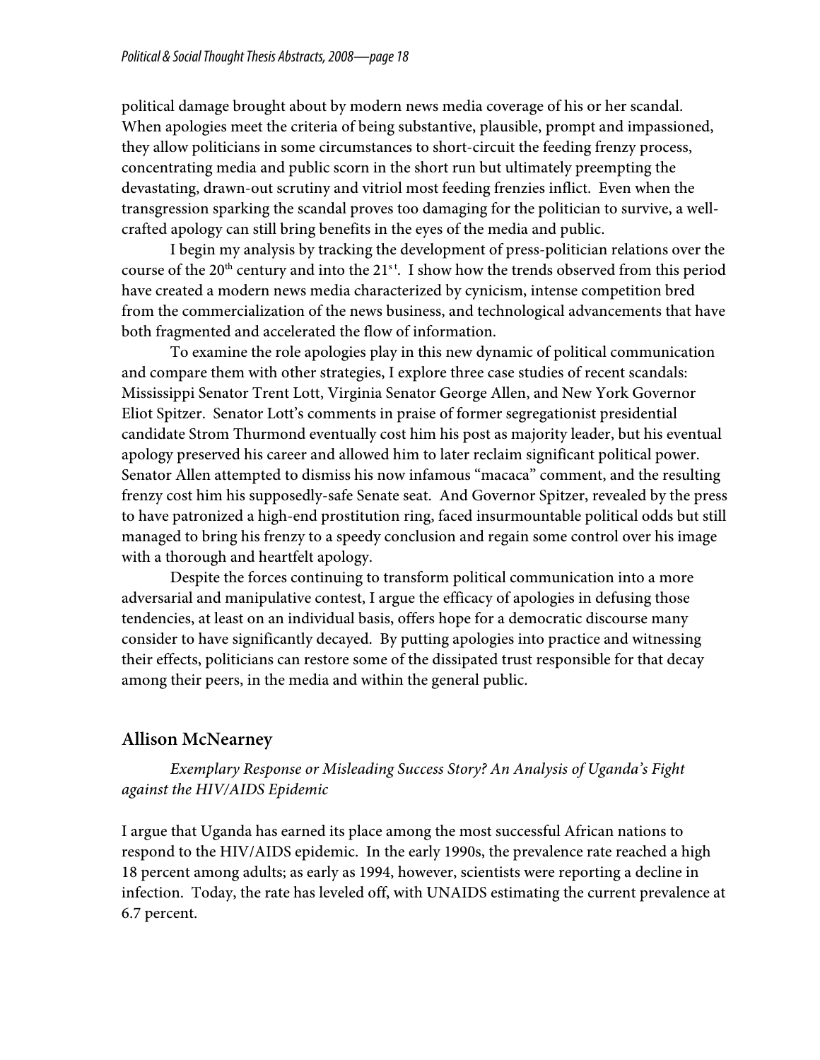political damage brought about by modern news media coverage of his or her scandal. When apologies meet the criteria of being substantive, plausible, prompt and impassioned, they allow politicians in some circumstances to short-circuit the feeding frenzy process, concentrating media and public scorn in the short run but ultimately preempting the devastating, drawn-out scrutiny and vitriol most feeding frenzies inflict. Even when the transgression sparking the scandal proves too damaging for the politician to survive, a well-crafted apology can still bring benefits in the eyes of the media and public.

I begin my analysis by tracking the development of press-politician relations over the course of the 20th century and into the 21st. I show how the trends observed from this period have created a modern news media characterized by cynicism, intense competition bred from the commercialization of the news business, and technological advancements that have both fragmented and accelerated the flow of information.

To examine the role apologies play in this new dynamic of political communication and compare them with other strategies, I explore three case studies of recent scandals: Mississippi Senator Trent Lott, Virginia Senator George Allen, and New York Governor Eliot Spitzer. Senator Lott's comments in praise of former segregationist presidential candidate Strom Thurmond eventually cost him his post as majority leader, but his eventual apology preserved his career and allowed him to later reclaim significant political power. Senator Allen attempted to dismiss his now infamous "macaca" comment, and the resulting frenzy cost him his supposedly-safe Senate seat. And Governor Spitzer, revealed by the press to have patronized a high-end prostitution ring, faced insurmountable political odds but still managed to bring his frenzy to a speedy conclusion and regain some control over his image with a thorough and heartfelt apology.

Despite the forces continuing to transform political communication into a more adversarial and manipulative contest, I argue the efficacy of apologies in defusing those tendencies, at least on an individual basis, offers hope for a democratic discourse many consider to have significantly decayed. By putting apologies into practice and witnessing their effects, politicians can restore some of the dissipated trust responsible for that decay among their peers, in the media and within the general public.

## Allison McNearney

*Exemplary Response or Misleading Success Story? An Analysis of Uganda's Fight against the HIV/AIDS Epidemic*

I argue that Uganda has earned its place among the most successful African nations to respond to the HIV/AIDS epidemic. In the early 1990s, the prevalence rate reached a high 18 percent among adults; as early as 1994, however, scientists were reporting a decline in infection. Today, the rate has leveled off, with UNAIDS estimating the current prevalence at 6.7 percent.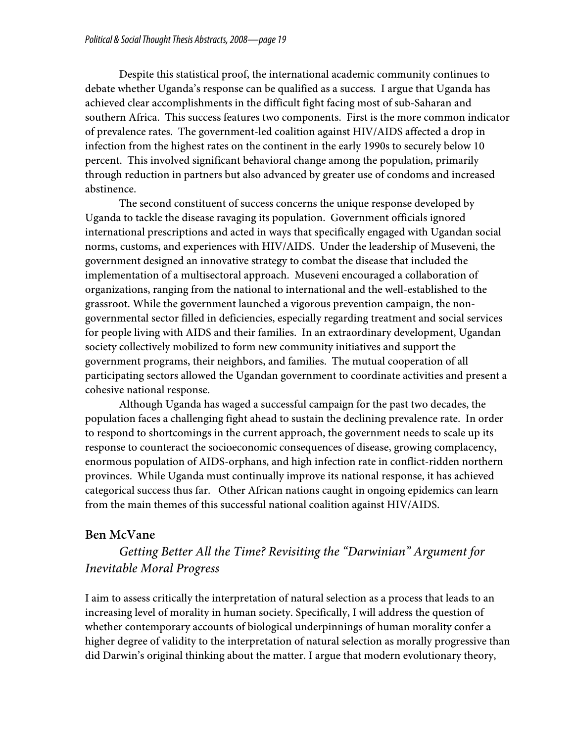Despite this statistical proof, the international academic community continues to debate whether Uganda's response can be qualified as a success. I argue that Uganda has achieved clear accomplishments in the difficult fight facing most of sub-Saharan and southern Africa. This success features two components. First is the more common indicator of prevalence rates. The government-led coalition against HIV/AIDS affected a drop in infection from the highest rates on the continent in the early 1990s to securely below 10 percent. This involved significant behavioral change among the population, primarily through reduction in partners but also advanced by greater use of condoms and increased abstinence.

The second constituent of success concerns the unique response developed by Uganda to tackle the disease ravaging its population. Government officials ignored international prescriptions and acted in ways that specifically engaged with Ugandan social norms, customs, and experiences with HIV/AIDS. Under the leadership of Museveni, the government designed an innovative strategy to combat the disease that included the implementation of a multisectoral approach. Museveni encouraged a collaboration of organizations, ranging from the national to international and the well-established to the grassroot. While the government launched a vigorous prevention campaign, the non-governmental sector filled in deficiencies, especially regarding treatment and social services for people living with AIDS and their families. In an extraordinary development, Ugandan society collectively mobilized to form new community initiatives and support the government programs, their neighbors, and families. The mutual cooperation of all participating sectors allowed the Ugandan government to coordinate activities and present a cohesive national response.

Although Uganda has waged a successful campaign for the past two decades, the population faces a challenging fight ahead to sustain the declining prevalence rate. In order to respond to shortcomings in the current approach, the government needs to scale up its response to counteract the socioeconomic consequences of disease, growing complacency, enormous population of AIDS-orphans, and high infection rate in conflict-ridden northern provinces. While Uganda must continually improve its national response, it has achieved categorical success thus far. Other African nations caught in ongoing epidemics can learn from the main themes of this successful national coalition against HIV/AIDS.

### Ben McVane

*Getting Better All the Time? Revisiting the "Darwinian" Argument for Inevitable Moral Progress*

I aim to assess critically the interpretation of natural selection as a process that leads to an increasing level of morality in human society. Specifically, I will address the question of whether contemporary accounts of biological underpinnings of human morality confer a higher degree of validity to the interpretation of natural selection as morally progressive than did Darwin's original thinking about the matter. I argue that modern evolutionary theory,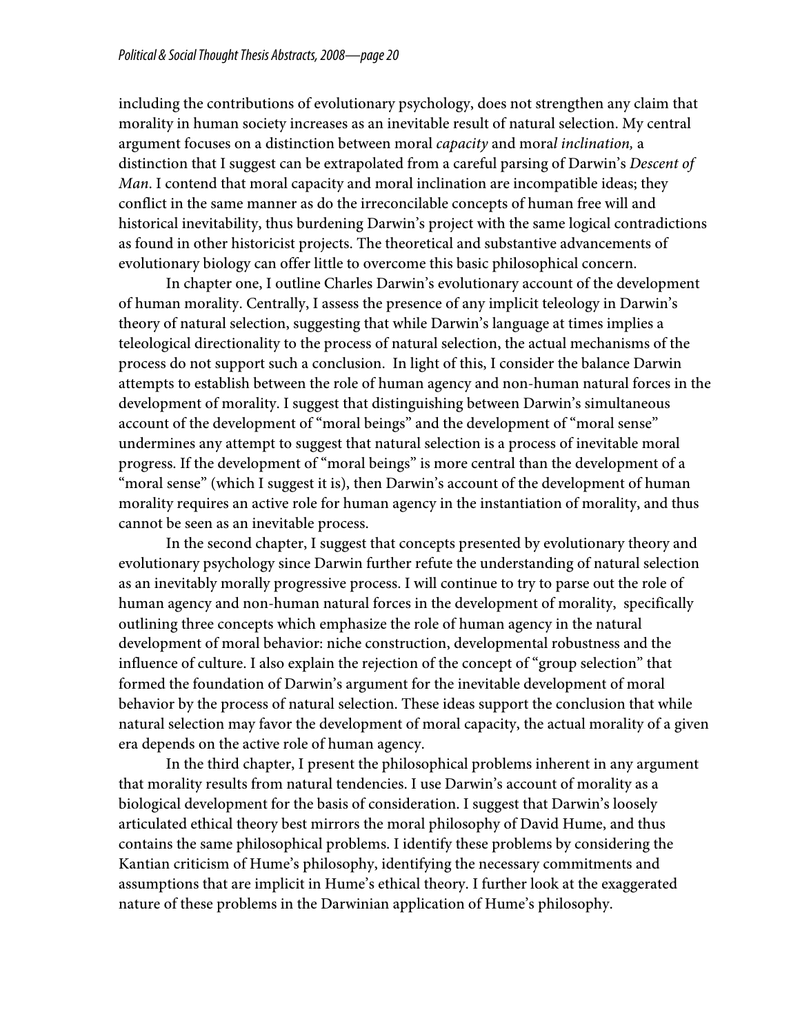including the contributions of evolutionary psychology, does not strengthen any claim that morality in human society increases as an inevitable result of natural selection. My central argument focuses on a distinction between moral *capacity* and moral *inclination,* a distinction that I suggest can be extrapolated from a careful parsing of Darwin's *Descent of Man*. I contend that moral capacity and moral inclination are incompatible ideas; they conflict in the same manner as do the irreconcilable concepts of human free will and historical inevitability, thus burdening Darwin's project with the same logical contradictions as found in other historicist projects. The theoretical and substantive advancements of evolutionary biology can offer little to overcome this basic philosophical concern.

In chapter one, I outline Charles Darwin's evolutionary account of the development of human morality. Centrally, I assess the presence of any implicit teleology in Darwin's theory of natural selection, suggesting that while Darwin's language at times implies a teleological directionality to the process of natural selection, the actual mechanisms of the process do not support such a conclusion. In light of this, I consider the balance Darwin attempts to establish between the role of human agency and non-human natural forces in the development of morality. I suggest that distinguishing between Darwin's simultaneous account of the development of "moral beings" and the development of "moral sense" undermines any attempt to suggest that natural selection is a process of inevitable moral progress. If the development of "moral beings" is more central than the development of a "moral sense" (which I suggest it is), then Darwin's account of the development of human morality requires an active role for human agency in the instantiation of morality, and thus cannot be seen as an inevitable process.

In the second chapter, I suggest that concepts presented by evolutionary theory and evolutionary psychology since Darwin further refute the understanding of natural selection as an inevitably morally progressive process. I will continue to try to parse out the role of human agency and non-human natural forces in the development of morality, specifically outlining three concepts which emphasize the role of human agency in the natural development of moral behavior: niche construction, developmental robustness and the influence of culture. I also explain the rejection of the concept of "group selection" that formed the foundation of Darwin's argument for the inevitable development of moral behavior by the process of natural selection. These ideas support the conclusion that while natural selection may favor the development of moral capacity, the actual morality of a given era depends on the active role of human agency.

In the third chapter, I present the philosophical problems inherent in any argument that morality results from natural tendencies. I use Darwin's account of morality as a biological development for the basis of consideration. I suggest that Darwin's loosely articulated ethical theory best mirrors the moral philosophy of David Hume, and thus contains the same philosophical problems. I identify these problems by considering the Kantian criticism of Hume's philosophy, identifying the necessary commitments and assumptions that are implicit in Hume's ethical theory. I further look at the exaggerated nature of these problems in the Darwinian application of Hume's philosophy.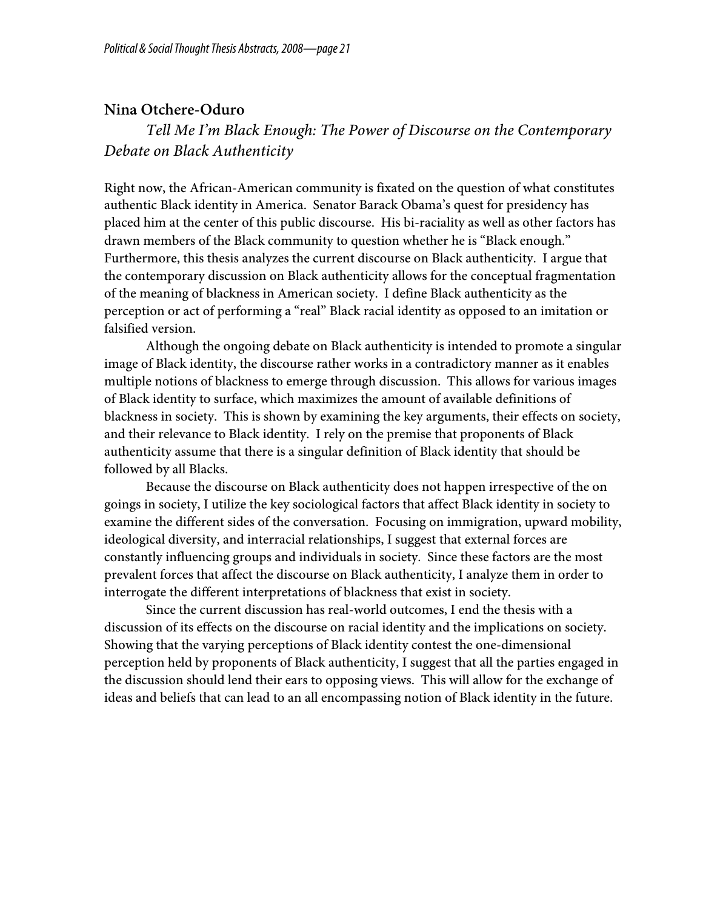**Nina Otchere-Oduro**

*Tell Me I'm Black Enough: The Power of Discourse on the Contemporary Debate on Black Authenticity*

Right now, the African-American community is fixated on the question of what constitutes authentic Black identity in America. Senator Barack Obama's quest for presidency has placed him at the center of this public discourse. His bi-raciality as well as other factors has drawn members of the Black community to question whether he is "Black enough." Furthermore, this thesis analyzes the current discourse on Black authenticity. I argue that the contemporary discussion on Black authenticity allows for the conceptual fragmentation of the meaning of blackness in American society. I define Black authenticity as the perception or act of performing a "real" Black racial identity as opposed to an imitation or falsified version.

Although the ongoing debate on Black authenticity is intended to promote a singular image of Black identity, the discourse rather works in a contradictory manner as it enables multiple notions of blackness to emerge through discussion. This allows for various images of Black identity to surface, which maximizes the amount of available definitions of blackness in society. This is shown by examining the key arguments, their effects on society, and their relevance to Black identity. I rely on the premise that proponents of Black authenticity assume that there is a singular definition of Black identity that should be followed by all Blacks.

Because the discourse on Black authenticity does not happen irrespective of the on goings in society, I utilize the key sociological factors that affect Black identity in society to examine the different sides of the conversation. Focusing on immigration, upward mobility, ideological diversity, and interracial relationships, I suggest that external forces are constantly influencing groups and individuals in society. Since these factors are the most prevalent forces that affect the discourse on Black authenticity, I analyze them in order to interrogate the different interpretations of blackness that exist in society.

Since the current discussion has real-world outcomes, I end the thesis with a discussion of its effects on the discourse on racial identity and the implications on society. Showing that the varying perceptions of Black identity contest the one-dimensional perception held by proponents of Black authenticity, I suggest that all the parties engaged in the discussion should lend their ears to opposing views. This will allow for the exchange of ideas and beliefs that can lead to an all encompassing notion of Black identity in the future.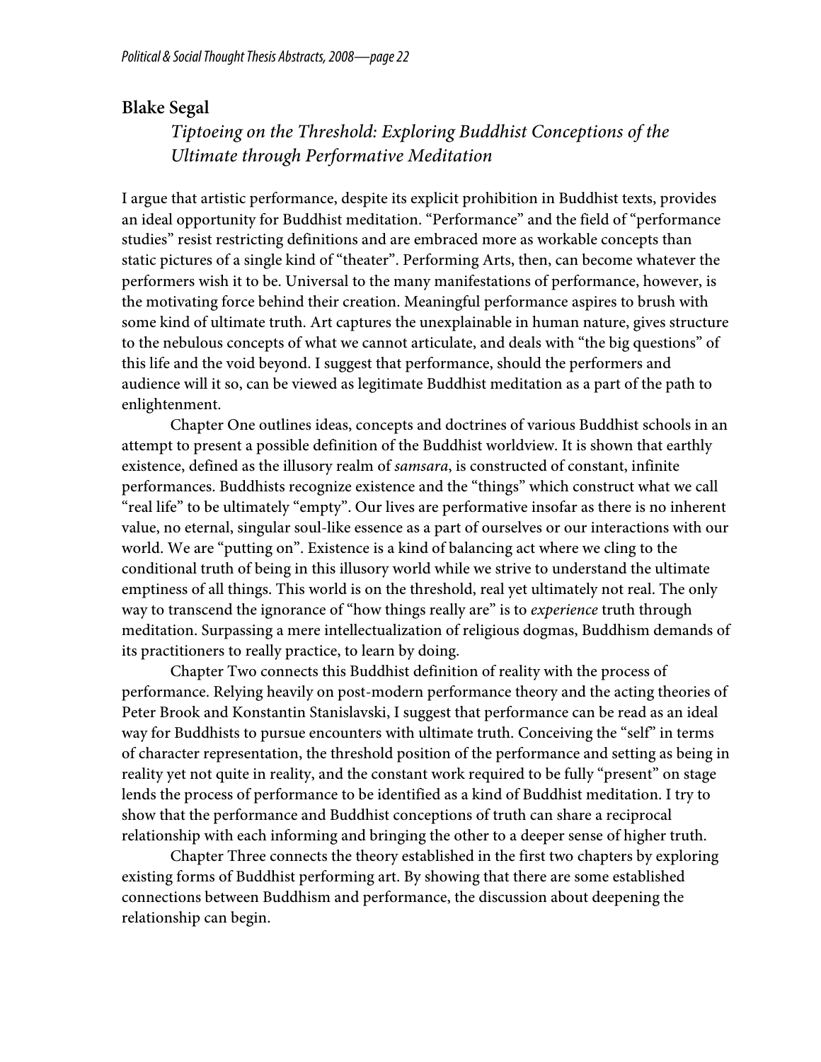## Blake Segal

### *Tiptoeing on the Threshold: Exploring Buddhist Conceptions of the Ultimate through Performative Meditation*

I argue that artistic performance, despite its explicit prohibition in Buddhist texts, provides an ideal opportunity for Buddhist meditation. "Performance" and the field of "performance studies" resist restricting definitions and are embraced more as workable concepts than static pictures of a single kind of "theater". Performing Arts, then, can become whatever the performers wish it to be. Universal to the many manifestations of performance, however, is the motivating force behind their creation. Meaningful performance aspires to brush with some kind of ultimate truth. Art captures the unexplainable in human nature, gives structure to the nebulous concepts of what we cannot articulate, and deals with "the big questions" of this life and the void beyond. I suggest that performance, should the performers and audience will it so, can be viewed as legitimate Buddhist meditation as a part of the path to enlightenment.

Chapter One outlines ideas, concepts and doctrines of various Buddhist schools in an attempt to present a possible definition of the Buddhist worldview. It is shown that earthly existence, defined as the illusory realm of *samsara*, is constructed of constant, infinite performances. Buddhists recognize existence and the "things" which construct what we call "real life" to be ultimately "empty". Our lives are performative insofar as there is no inherent value, no eternal, singular soul-like essence as a part of ourselves or our interactions with our world. We are "putting on". Existence is a kind of balancing act where we cling to the conditional truth of being in this illusory world while we strive to understand the ultimate emptiness of all things. This world is on the threshold, real yet ultimately not real. The only way to transcend the ignorance of "how things really are" is to *experience* truth through meditation. Surpassing a mere intellectualization of religious dogmas, Buddhism demands of its practitioners to really practice, to learn by doing.

Chapter Two connects this Buddhist definition of reality with the process of performance. Relying heavily on post-modern performance theory and the acting theories of Peter Brook and Konstantin Stanislavski, I suggest that performance can be read as an ideal way for Buddhists to pursue encounters with ultimate truth. Conceiving the "self" in terms of character representation, the threshold position of the performance and setting as being in reality yet not quite in reality, and the constant work required to be fully "present" on stage lends the process of performance to be identified as a kind of Buddhist meditation. I try to show that the performance and Buddhist conceptions of truth can share a reciprocal relationship with each informing and bringing the other to a deeper sense of higher truth.

Chapter Three connects the theory established in the first two chapters by exploring existing forms of Buddhist performing art. By showing that there are some established connections between Buddhism and performance, the discussion about deepening the relationship can begin.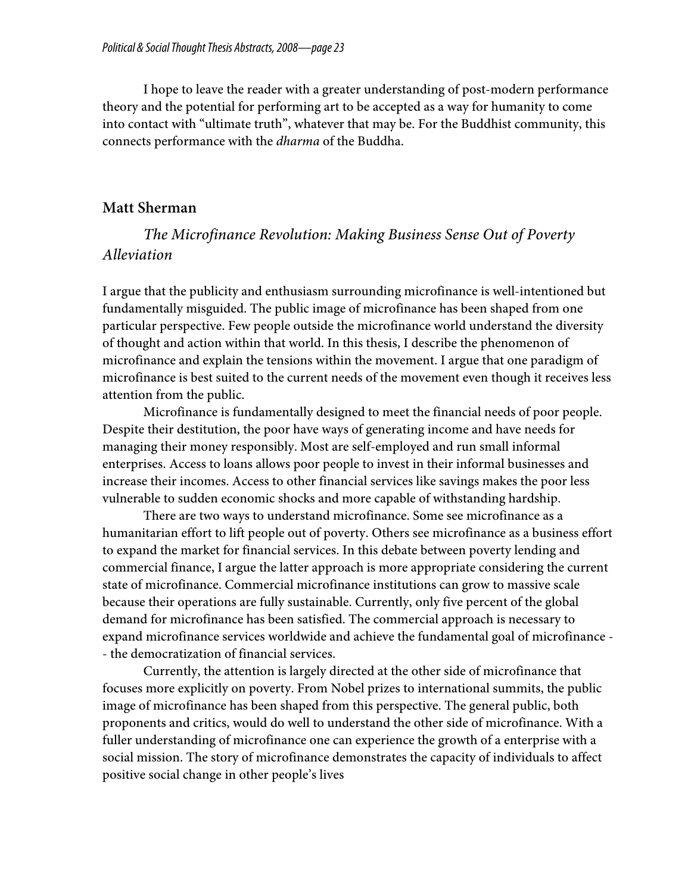I hope to leave the reader with a greater understanding of post-modern performance theory and the potential for performing art to be accepted as a way for humanity to come into contact with "ultimate truth", whatever that may be. For the Buddhist community, this connects performance with the *dharma* of the Buddha.

### Matt Sherman

#### *The Microfinance Revolution: Making Business Sense Out of Poverty Alleviation*

I argue that the publicity and enthusiasm surrounding microfinance is well-intentioned but fundamentally misguided. The public image of microfinance has been shaped from one particular perspective. Few people outside the microfinance world understand the diversity of thought and action within that world. In this thesis, I describe the phenomenon of microfinance and explain the tensions within the movement. I argue that one paradigm of microfinance is best suited to the current needs of the movement even though it receives less attention from the public.

Microfinance is fundamentally designed to meet the financial needs of poor people. Despite their destitution, the poor have ways of generating income and have needs for managing their money responsibly. Most are self-employed and run small informal enterprises. Access to loans allows poor people to invest in their informal businesses and increase their incomes. Access to other financial services like savings makes the poor less vulnerable to sudden economic shocks and more capable of withstanding hardship.

There are two ways to understand microfinance. Some see microfinance as a humanitarian effort to lift people out of poverty. Others see microfinance as a business effort to expand the market for financial services. In this debate between poverty lending and commercial finance, I argue the latter approach is more appropriate considering the current state of microfinance. Commercial microfinance institutions can grow to massive scale because their operations are fully sustainable. Currently, only five percent of the global demand for microfinance has been satisfied. The commercial approach is necessary to expand microfinance services worldwide and achieve the fundamental goal of microfinance -- the democratization of financial services.

Currently, the attention is largely directed at the other side of microfinance that focuses more explicitly on poverty. From Nobel prizes to international summits, the public image of microfinance has been shaped from this perspective. The general public, both proponents and critics, would do well to understand the other side of microfinance. With a fuller understanding of microfinance one can experience the growth of a enterprise with a social mission. The story of microfinance demonstrates the capacity of individuals to affect positive social change in other people's lives